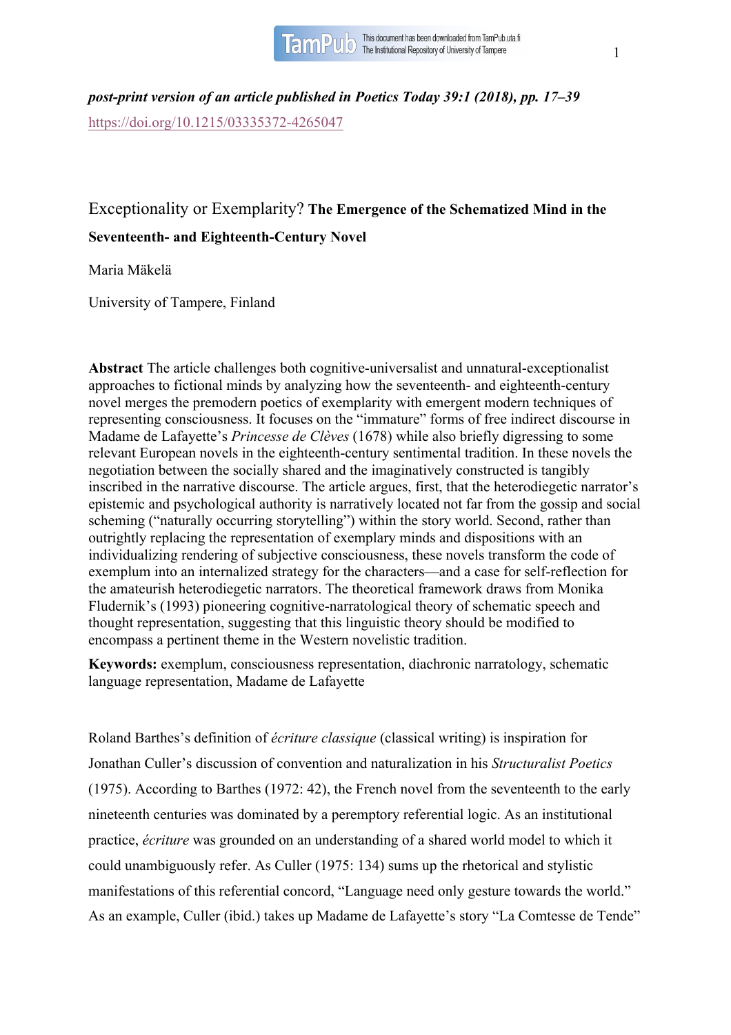*post-print version of an article published in Poetics Today 39:1 (2018), pp. 17–39*
https://doi.org/10.1215/03335372-4265047

# Exceptionality or Exemplarity? **The Emergence of the Schematized Mind in the Seventeenth- and Eighteenth-Century Novel**

Maria Mäkelä

University of Tampere, Finland

**Abstract** The article challenges both cognitive-universalist and unnatural-exceptionalist approaches to fictional minds by analyzing how the seventeenth- and eighteenth-century novel merges the premodern poetics of exemplarity with emergent modern techniques of representing consciousness. It focuses on the "immature" forms of free indirect discourse in Madame de Lafayette's *Princesse de Clèves* (1678) while also briefly digressing to some relevant European novels in the eighteenth-century sentimental tradition. In these novels the negotiation between the socially shared and the imaginatively constructed is tangibly inscribed in the narrative discourse. The article argues, first, that the heterodiegetic narrator's epistemic and psychological authority is narratively located not far from the gossip and social scheming ("naturally occurring storytelling") within the story world. Second, rather than outrightly replacing the representation of exemplary minds and dispositions with an individualizing rendering of subjective consciousness, these novels transform the code of exemplum into an internalized strategy for the characters—and a case for self-reflection for the amateurish heterodiegetic narrators. The theoretical framework draws from Monika Fludernik's (1993) pioneering cognitive-narratological theory of schematic speech and thought representation, suggesting that this linguistic theory should be modified to encompass a pertinent theme in the Western novelistic tradition.

**Keywords:** exemplum, consciousness representation, diachronic narratology, schematic language representation, Madame de Lafayette

Roland Barthes's definition of *écriture classique* (classical writing) is inspiration for Jonathan Culler's discussion of convention and naturalization in his *Structuralist Poetics* (1975). According to Barthes (1972: 42), the French novel from the seventeenth to the early nineteenth centuries was dominated by a peremptory referential logic. As an institutional practice, *écriture* was grounded on an understanding of a shared world model to which it could unambiguously refer. As Culler (1975: 134) sums up the rhetorical and stylistic manifestations of this referential concord, "Language need only gesture towards the world." As an example, Culler (ibid.) takes up Madame de Lafayette's story "La Comtesse de Tende"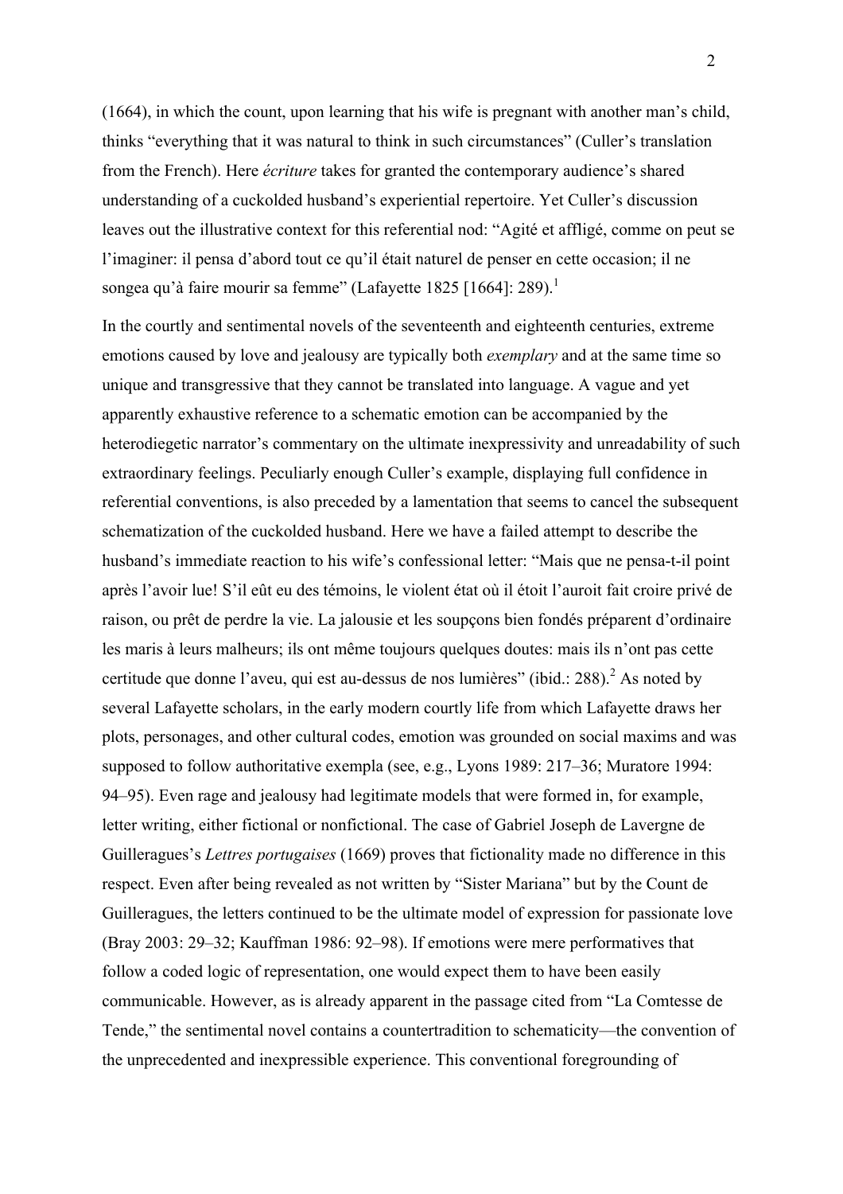(1664), in which the count, upon learning that his wife is pregnant with another man's child, thinks "everything that it was natural to think in such circumstances" (Culler's translation from the French). Here *écriture* takes for granted the contemporary audience's shared understanding of a cuckolded husband's experiential repertoire. Yet Culler's discussion leaves out the illustrative context for this referential nod: "Agité et affligé, comme on peut se l'imaginer: il pensa d'abord tout ce qu'il était naturel de penser en cette occasion; il ne songea qu'à faire mourir sa femme" (Lafayette 1825 [1664]: 289).[1]

In the courtly and sentimental novels of the seventeenth and eighteenth centuries, extreme emotions caused by love and jealousy are typically both *exemplary* and at the same time so unique and transgressive that they cannot be translated into language. A vague and yet apparently exhaustive reference to a schematic emotion can be accompanied by the heterodiegetic narrator's commentary on the ultimate inexpressivity and unreadability of such extraordinary feelings. Peculiarly enough Culler's example, displaying full confidence in referential conventions, is also preceded by a lamentation that seems to cancel the subsequent schematization of the cuckolded husband. Here we have a failed attempt to describe the husband's immediate reaction to his wife's confessional letter: "Mais que ne pensa-t-il point après l'avoir lue! S'il eût eu des témoins, le violent état où il étoit l'auroit fait croire privé de raison, ou prêt de perdre la vie. La jalousie et les soupçons bien fondés préparent d'ordinaire les maris à leurs malheurs; ils ont même toujours quelques doutes: mais ils n'ont pas cette certitude que donne l'aveu, qui est au-dessus de nos lumières" (ibid.: 288).[2] As noted by several Lafayette scholars, in the early modern courtly life from which Lafayette draws her plots, personages, and other cultural codes, emotion was grounded on social maxims and was supposed to follow authoritative exempla (see, e.g., Lyons 1989: 217–36; Muratore 1994: 94–95). Even rage and jealousy had legitimate models that were formed in, for example, letter writing, either fictional or nonfictional. The case of Gabriel Joseph de Lavergne de Guilleragues's *Lettres portugaises* (1669) proves that fictionality made no difference in this respect. Even after being revealed as not written by "Sister Mariana" but by the Count de Guilleragues, the letters continued to be the ultimate model of expression for passionate love (Bray 2003: 29–32; Kauffman 1986: 92–98). If emotions were mere performatives that follow a coded logic of representation, one would expect them to have been easily communicable. However, as is already apparent in the passage cited from "La Comtesse de Tende," the sentimental novel contains a countertradition to schematicity—the convention of the unprecedented and inexpressible experience. This conventional foregrounding of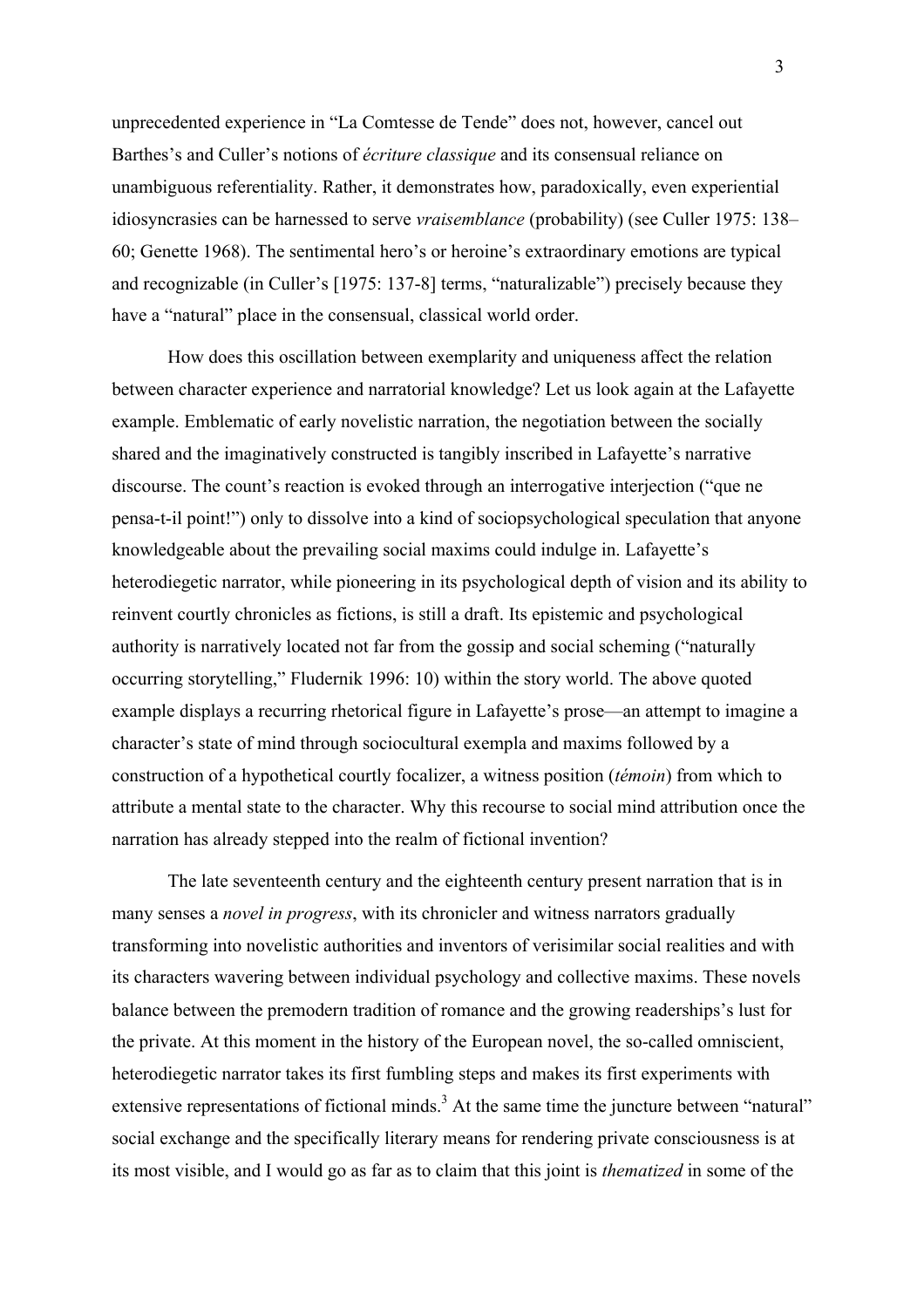unprecedented experience in "La Comtesse de Tende" does not, however, cancel out Barthes's and Culler's notions of *écriture classique* and its consensual reliance on unambiguous referentiality. Rather, it demonstrates how, paradoxically, even experiential idiosyncrasies can be harnessed to serve *vraisemblance* (probability) (see Culler 1975: 138–60; Genette 1968). The sentimental hero's or heroine's extraordinary emotions are typical and recognizable (in Culler's [1975: 137-8] terms, "naturalizable") precisely because they have a "natural" place in the consensual, classical world order.

How does this oscillation between exemplarity and uniqueness affect the relation between character experience and narratorial knowledge? Let us look again at the Lafayette example. Emblematic of early novelistic narration, the negotiation between the socially shared and the imaginatively constructed is tangibly inscribed in Lafayette's narrative discourse. The count's reaction is evoked through an interrogative interjection ("que ne pensa-t-il point!") only to dissolve into a kind of sociopsychological speculation that anyone knowledgeable about the prevailing social maxims could indulge in. Lafayette's heterodiegetic narrator, while pioneering in its psychological depth of vision and its ability to reinvent courtly chronicles as fictions, is still a draft. Its epistemic and psychological authority is narratively located not far from the gossip and social scheming ("naturally occurring storytelling," Fludernik 1996: 10) within the story world. The above quoted example displays a recurring rhetorical figure in Lafayette's prose—an attempt to imagine a character's state of mind through sociocultural exempla and maxims followed by a construction of a hypothetical courtly focalizer, a witness position (*témoin*) from which to attribute a mental state to the character. Why this recourse to social mind attribution once the narration has already stepped into the realm of fictional invention?

The late seventeenth century and the eighteenth century present narration that is in many senses a *novel in progress*, with its chronicler and witness narrators gradually transforming into novelistic authorities and inventors of verisimilar social realities and with its characters wavering between individual psychology and collective maxims. These novels balance between the premodern tradition of romance and the growing readerships's lust for the private. At this moment in the history of the European novel, the so-called omniscient, heterodiegetic narrator takes its first fumbling steps and makes its first experiments with extensive representations of fictional minds.[3] At the same time the juncture between "natural" social exchange and the specifically literary means for rendering private consciousness is at its most visible, and I would go as far as to claim that this joint is *thematized* in some of the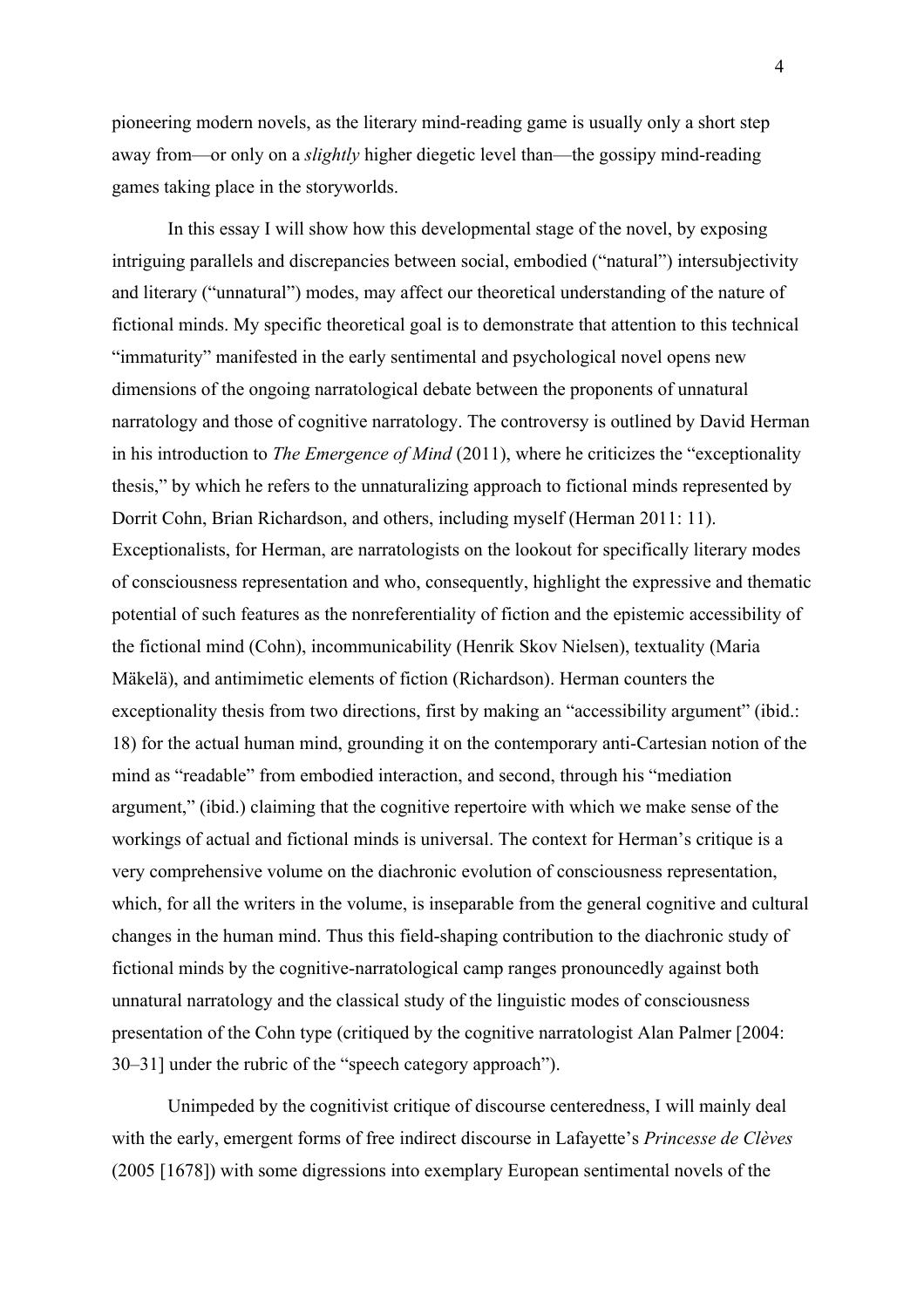pioneering modern novels, as the literary mind-reading game is usually only a short step away from—or only on a *slightly* higher diegetic level than—the gossipy mind-reading games taking place in the storyworlds.

In this essay I will show how this developmental stage of the novel, by exposing intriguing parallels and discrepancies between social, embodied ("natural") intersubjectivity and literary ("unnatural") modes, may affect our theoretical understanding of the nature of fictional minds. My specific theoretical goal is to demonstrate that attention to this technical "immaturity" manifested in the early sentimental and psychological novel opens new dimensions of the ongoing narratological debate between the proponents of unnatural narratology and those of cognitive narratology. The controversy is outlined by David Herman in his introduction to *The Emergence of Mind* (2011), where he criticizes the "exceptionality thesis," by which he refers to the unnaturalizing approach to fictional minds represented by Dorrit Cohn, Brian Richardson, and others, including myself (Herman 2011: 11). Exceptionalists, for Herman, are narratologists on the lookout for specifically literary modes of consciousness representation and who, consequently, highlight the expressive and thematic potential of such features as the nonreferentiality of fiction and the epistemic accessibility of the fictional mind (Cohn), incommunicability (Henrik Skov Nielsen), textuality (Maria Mäkelä), and antimimetic elements of fiction (Richardson). Herman counters the exceptionality thesis from two directions, first by making an "accessibility argument" (ibid.: 18) for the actual human mind, grounding it on the contemporary anti-Cartesian notion of the mind as "readable" from embodied interaction, and second, through his "mediation argument," (ibid.) claiming that the cognitive repertoire with which we make sense of the workings of actual and fictional minds is universal. The context for Herman's critique is a very comprehensive volume on the diachronic evolution of consciousness representation, which, for all the writers in the volume, is inseparable from the general cognitive and cultural changes in the human mind. Thus this field-shaping contribution to the diachronic study of fictional minds by the cognitive-narratological camp ranges pronouncedly against both unnatural narratology and the classical study of the linguistic modes of consciousness presentation of the Cohn type (critiqued by the cognitive narratologist Alan Palmer [2004: 30–31] under the rubric of the "speech category approach").

Unimpeded by the cognitivist critique of discourse centeredness, I will mainly deal with the early, emergent forms of free indirect discourse in Lafayette's *Princesse de Clèves* (2005 [1678]) with some digressions into exemplary European sentimental novels of the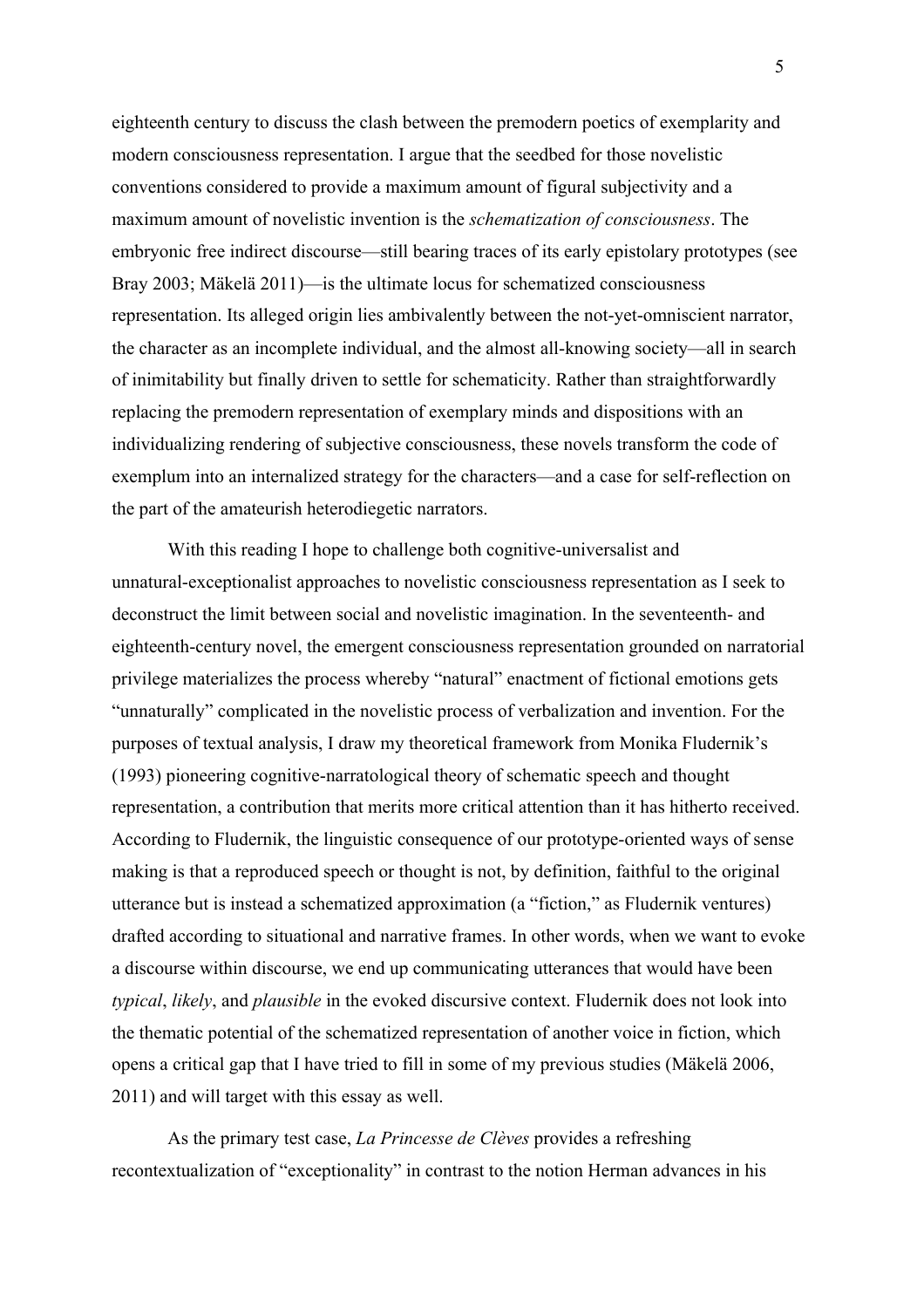eighteenth century to discuss the clash between the premodern poetics of exemplarity and modern consciousness representation. I argue that the seedbed for those novelistic conventions considered to provide a maximum amount of figural subjectivity and a maximum amount of novelistic invention is the *schematization of consciousness*. The embryonic free indirect discourse—still bearing traces of its early epistolary prototypes (see Bray 2003; Mäkelä 2011)—is the ultimate locus for schematized consciousness representation. Its alleged origin lies ambivalently between the not-yet-omniscient narrator, the character as an incomplete individual, and the almost all-knowing society—all in search of inimitability but finally driven to settle for schematicity. Rather than straightforwardly replacing the premodern representation of exemplary minds and dispositions with an individualizing rendering of subjective consciousness, these novels transform the code of exemplum into an internalized strategy for the characters—and a case for self-reflection on the part of the amateurish heterodiegetic narrators.

With this reading I hope to challenge both cognitive-universalist and unnatural-exceptionalist approaches to novelistic consciousness representation as I seek to deconstruct the limit between social and novelistic imagination. In the seventeenth- and eighteenth-century novel, the emergent consciousness representation grounded on narratorial privilege materializes the process whereby "natural" enactment of fictional emotions gets "unnaturally" complicated in the novelistic process of verbalization and invention. For the purposes of textual analysis, I draw my theoretical framework from Monika Fludernik's (1993) pioneering cognitive-narratological theory of schematic speech and thought representation, a contribution that merits more critical attention than it has hitherto received. According to Fludernik, the linguistic consequence of our prototype-oriented ways of sense making is that a reproduced speech or thought is not, by definition, faithful to the original utterance but is instead a schematized approximation (a "fiction," as Fludernik ventures) drafted according to situational and narrative frames. In other words, when we want to evoke a discourse within discourse, we end up communicating utterances that would have been *typical*, *likely*, and *plausible* in the evoked discursive context. Fludernik does not look into the thematic potential of the schematized representation of another voice in fiction, which opens a critical gap that I have tried to fill in some of my previous studies (Mäkelä 2006, 2011) and will target with this essay as well.

As the primary test case, *La Princesse de Clèves* provides a refreshing recontextualization of "exceptionality" in contrast to the notion Herman advances in his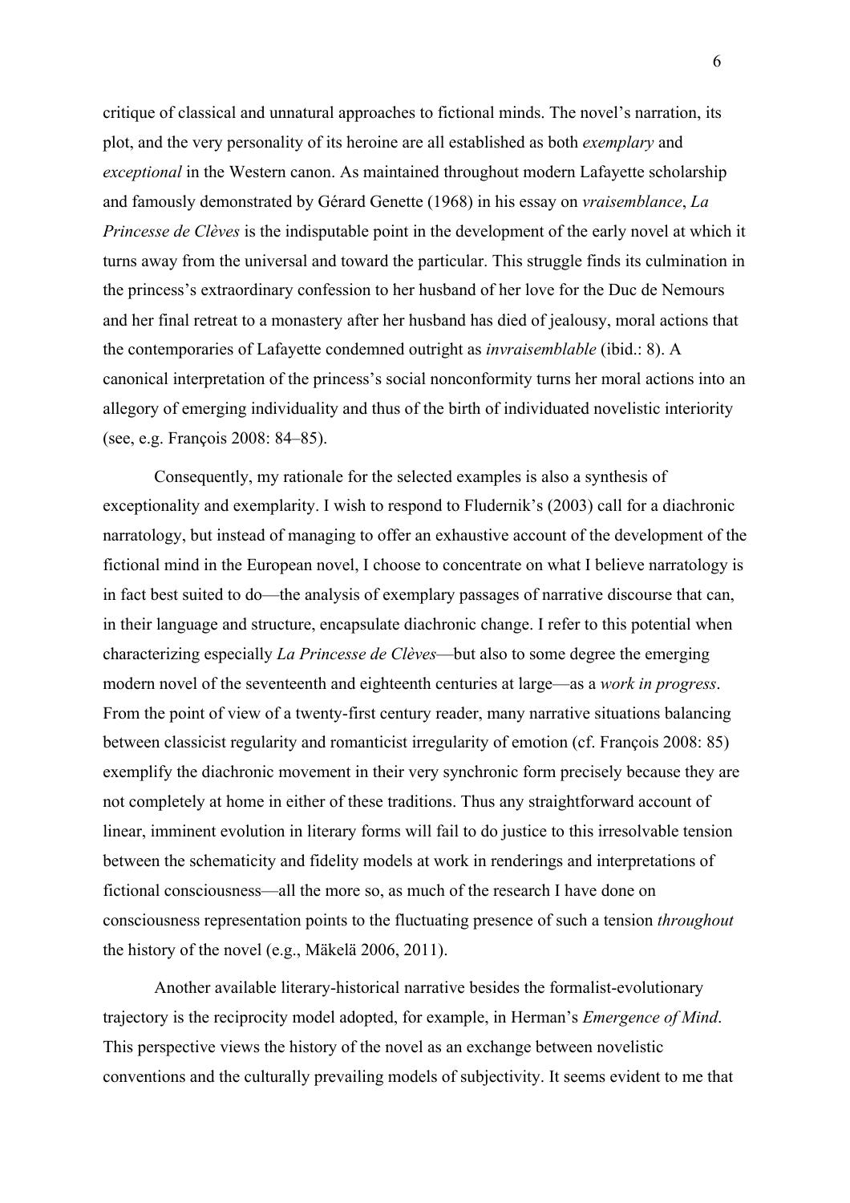critique of classical and unnatural approaches to fictional minds. The novel's narration, its plot, and the very personality of its heroine are all established as both *exemplary* and *exceptional* in the Western canon. As maintained throughout modern Lafayette scholarship and famously demonstrated by Gérard Genette (1968) in his essay on *vraisemblance*, *La Princesse de Clèves* is the indisputable point in the development of the early novel at which it turns away from the universal and toward the particular. This struggle finds its culmination in the princess's extraordinary confession to her husband of her love for the Duc de Nemours and her final retreat to a monastery after her husband has died of jealousy, moral actions that the contemporaries of Lafayette condemned outright as *invraisemblable* (ibid.: 8). A canonical interpretation of the princess's social nonconformity turns her moral actions into an allegory of emerging individuality and thus of the birth of individuated novelistic interiority (see, e.g. François 2008: 84–85).

Consequently, my rationale for the selected examples is also a synthesis of exceptionality and exemplarity. I wish to respond to Fludernik's (2003) call for a diachronic narratology, but instead of managing to offer an exhaustive account of the development of the fictional mind in the European novel, I choose to concentrate on what I believe narratology is in fact best suited to do—the analysis of exemplary passages of narrative discourse that can, in their language and structure, encapsulate diachronic change. I refer to this potential when characterizing especially *La Princesse de Clèves*—but also to some degree the emerging modern novel of the seventeenth and eighteenth centuries at large—as a *work in progress*. From the point of view of a twenty-first century reader, many narrative situations balancing between classicist regularity and romanticist irregularity of emotion (cf. François 2008: 85) exemplify the diachronic movement in their very synchronic form precisely because they are not completely at home in either of these traditions. Thus any straightforward account of linear, imminent evolution in literary forms will fail to do justice to this irresolvable tension between the schematicity and fidelity models at work in renderings and interpretations of fictional consciousness—all the more so, as much of the research I have done on consciousness representation points to the fluctuating presence of such a tension *throughout* the history of the novel (e.g., Mäkelä 2006, 2011).

Another available literary-historical narrative besides the formalist-evolutionary trajectory is the reciprocity model adopted, for example, in Herman's *Emergence of Mind*. This perspective views the history of the novel as an exchange between novelistic conventions and the culturally prevailing models of subjectivity. It seems evident to me that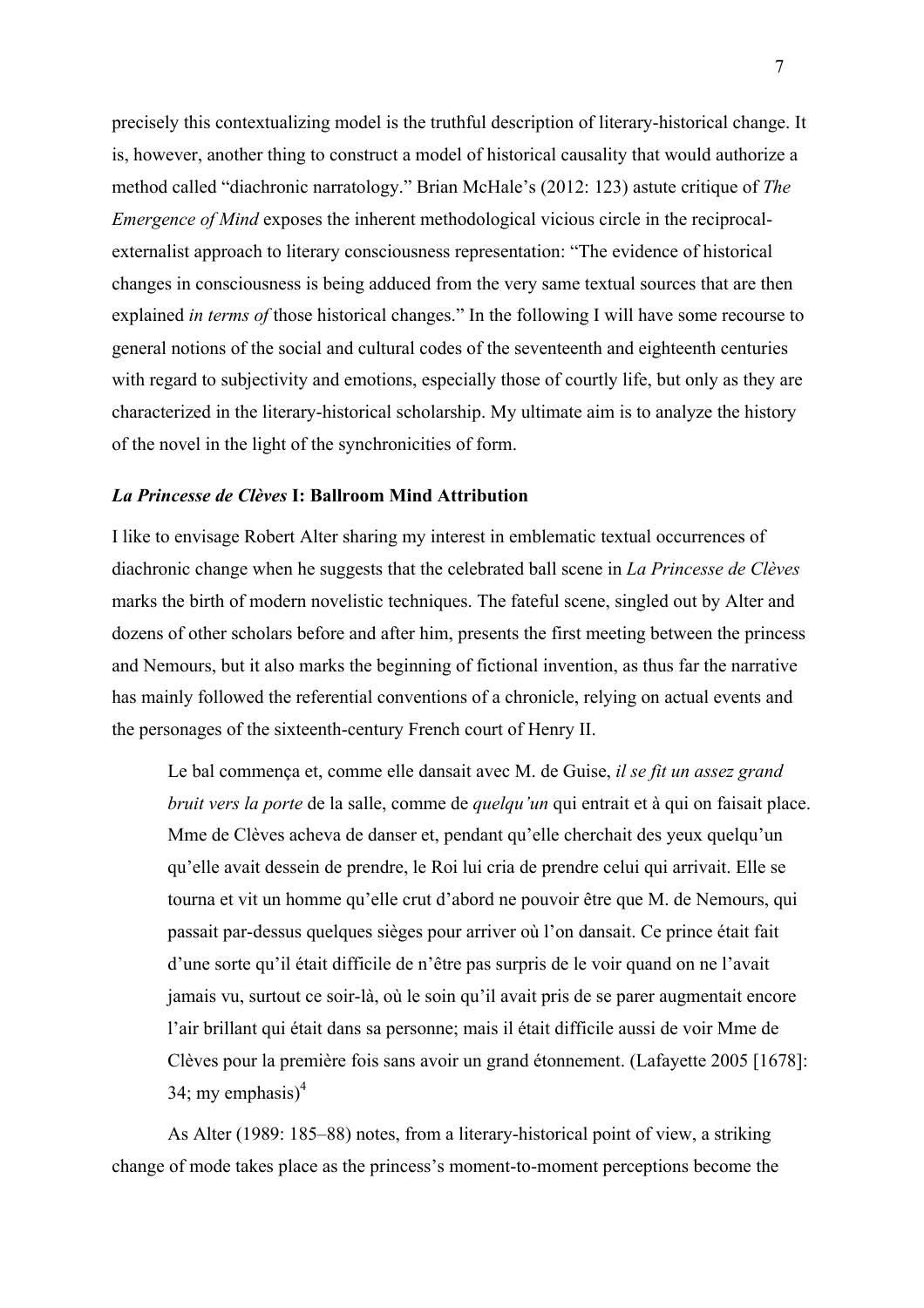precisely this contextualizing model is the truthful description of literary-historical change. It is, however, another thing to construct a model of historical causality that would authorize a method called "diachronic narratology." Brian McHale's (2012: 123) astute critique of *The Emergence of Mind* exposes the inherent methodological vicious circle in the reciprocal-externalist approach to literary consciousness representation: "The evidence of historical changes in consciousness is being adduced from the very same textual sources that are then explained *in terms of* those historical changes." In the following I will have some recourse to general notions of the social and cultural codes of the seventeenth and eighteenth centuries with regard to subjectivity and emotions, especially those of courtly life, but only as they are characterized in the literary-historical scholarship. My ultimate aim is to analyze the history of the novel in the light of the synchronicities of form.

### *La Princesse de Clèves* I: Ballroom Mind Attribution

I like to envisage Robert Alter sharing my interest in emblematic textual occurrences of diachronic change when he suggests that the celebrated ball scene in *La Princesse de Clèves* marks the birth of modern novelistic techniques. The fateful scene, singled out by Alter and dozens of other scholars before and after him, presents the first meeting between the princess and Nemours, but it also marks the beginning of fictional invention, as thus far the narrative has mainly followed the referential conventions of a chronicle, relying on actual events and the personages of the sixteenth-century French court of Henry II.

> Le bal commença et, comme elle dansait avec M. de Guise, *il se fit un assez grand bruit vers la porte* de la salle, comme de *quelqu'un* qui entrait et à qui on faisait place. Mme de Clèves acheva de danser et, pendant qu'elle cherchait des yeux quelqu'un qu'elle avait dessein de prendre, le Roi lui cria de prendre celui qui arrivait. Elle se tourna et vit un homme qu'elle crut d'abord ne pouvoir être que M. de Nemours, qui passait par-dessus quelques sièges pour arriver où l'on dansait. Ce prince était fait d'une sorte qu'il était difficile de n'être pas surpris de le voir quand on ne l'avait jamais vu, surtout ce soir-là, où le soin qu'il avait pris de se parer augmentait encore l'air brillant qui était dans sa personne; mais il était difficile aussi de voir Mme de Clèves pour la première fois sans avoir un grand étonnement. (Lafayette 2005 [1678]: 34; my emphasis)[4]

As Alter (1989: 185–88) notes, from a literary-historical point of view, a striking change of mode takes place as the princess's moment-to-moment perceptions become the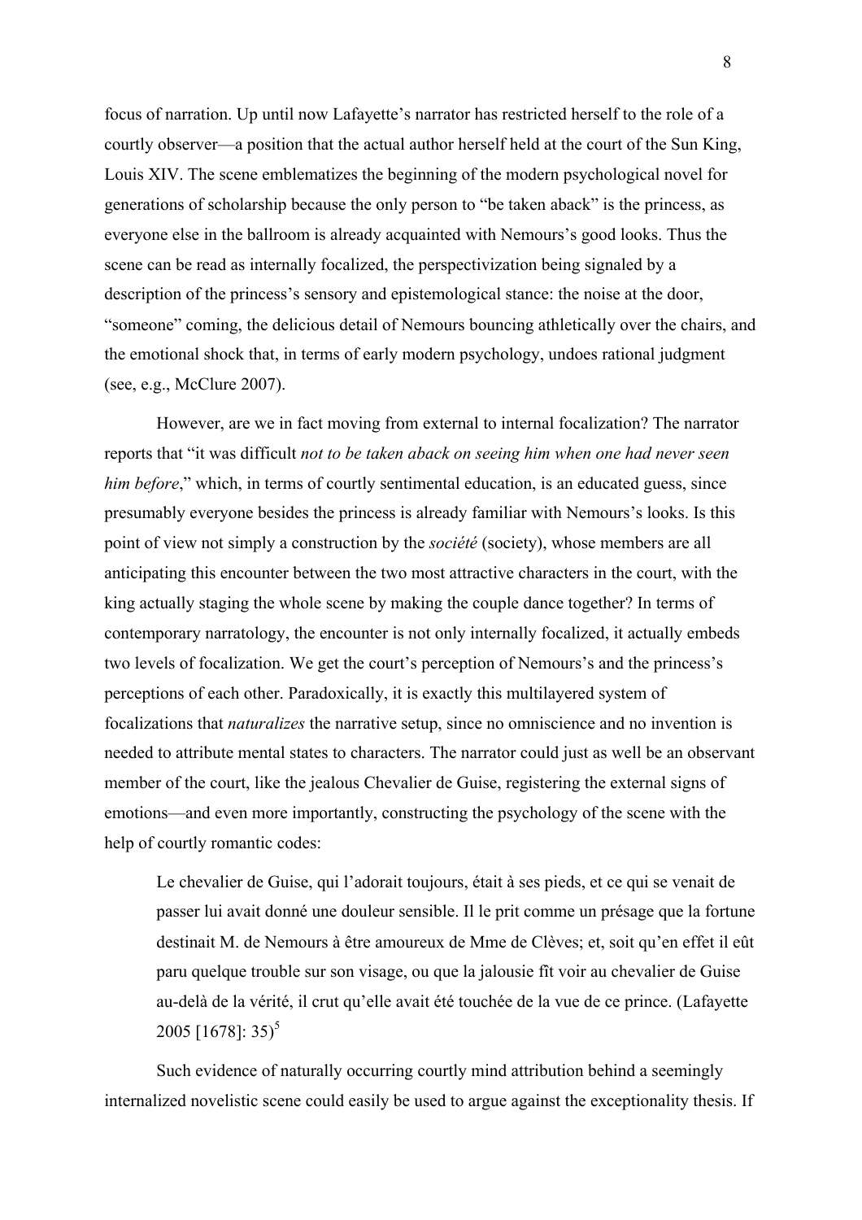focus of narration. Up until now Lafayette's narrator has restricted herself to the role of a courtly observer—a position that the actual author herself held at the court of the Sun King, Louis XIV. The scene emblematizes the beginning of the modern psychological novel for generations of scholarship because the only person to "be taken aback" is the princess, as everyone else in the ballroom is already acquainted with Nemours's good looks. Thus the scene can be read as internally focalized, the perspectivization being signaled by a description of the princess's sensory and epistemological stance: the noise at the door, "someone" coming, the delicious detail of Nemours bouncing athletically over the chairs, and the emotional shock that, in terms of early modern psychology, undoes rational judgment (see, e.g., McClure 2007).

However, are we in fact moving from external to internal focalization? The narrator reports that "it was difficult *not to be taken aback on seeing him when one had never seen him before*," which, in terms of courtly sentimental education, is an educated guess, since presumably everyone besides the princess is already familiar with Nemours's looks. Is this point of view not simply a construction by the *société* (society), whose members are all anticipating this encounter between the two most attractive characters in the court, with the king actually staging the whole scene by making the couple dance together? In terms of contemporary narratology, the encounter is not only internally focalized, it actually embeds two levels of focalization. We get the court's perception of Nemours's and the princess's perceptions of each other. Paradoxically, it is exactly this multilayered system of focalizations that *naturalizes* the narrative setup, since no omniscience and no invention is needed to attribute mental states to characters. The narrator could just as well be an observant member of the court, like the jealous Chevalier de Guise, registering the external signs of emotions—and even more importantly, constructing the psychology of the scene with the help of courtly romantic codes:

> Le chevalier de Guise, qui l'adorait toujours, était à ses pieds, et ce qui se venait de passer lui avait donné une douleur sensible. Il le prit comme un présage que la fortune destinait M. de Nemours à être amoureux de Mme de Clèves; et, soit qu'en effet il eût paru quelque trouble sur son visage, ou que la jalousie fît voir au chevalier de Guise au-delà de la vérité, il crut qu'elle avait été touchée de la vue de ce prince. (Lafayette 2005 [1678]: 35)[5]

Such evidence of naturally occurring courtly mind attribution behind a seemingly internalized novelistic scene could easily be used to argue against the exceptionality thesis. If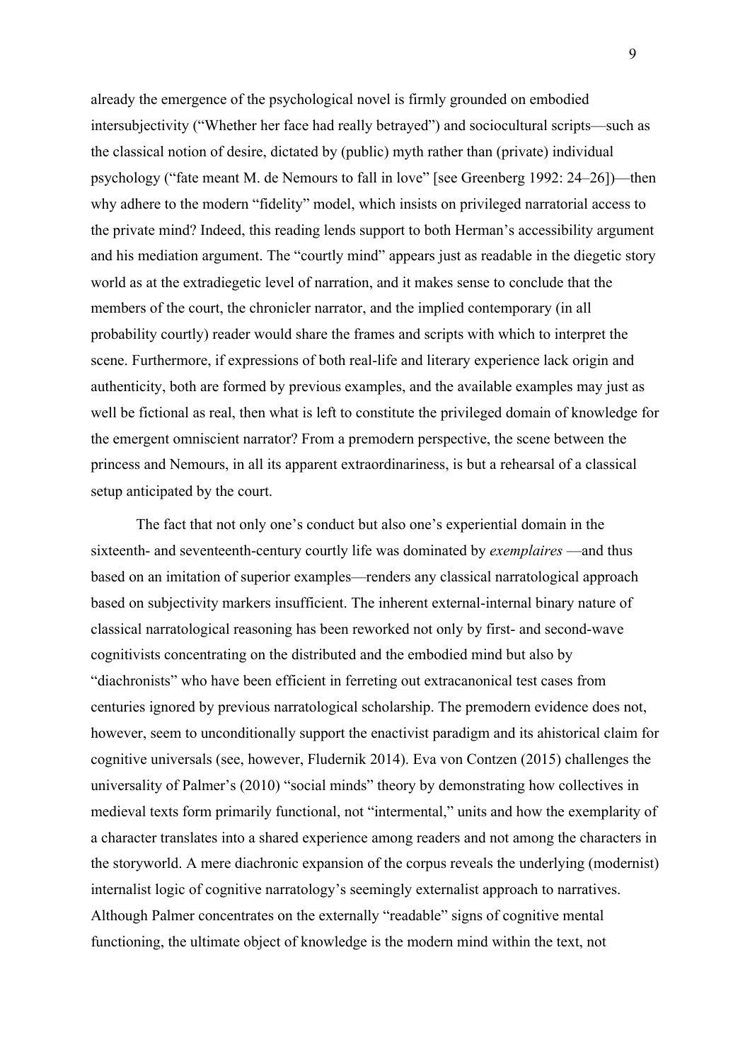already the emergence of the psychological novel is firmly grounded on embodied intersubjectivity ("Whether her face had really betrayed") and sociocultural scripts—such as the classical notion of desire, dictated by (public) myth rather than (private) individual psychology ("fate meant M. de Nemours to fall in love" [see Greenberg 1992: 24–26])—then why adhere to the modern "fidelity" model, which insists on privileged narratorial access to the private mind? Indeed, this reading lends support to both Herman's accessibility argument and his mediation argument. The "courtly mind" appears just as readable in the diegetic story world as at the extradiegetic level of narration, and it makes sense to conclude that the members of the court, the chronicler narrator, and the implied contemporary (in all probability courtly) reader would share the frames and scripts with which to interpret the scene. Furthermore, if expressions of both real-life and literary experience lack origin and authenticity, both are formed by previous examples, and the available examples may just as well be fictional as real, then what is left to constitute the privileged domain of knowledge for the emergent omniscient narrator? From a premodern perspective, the scene between the princess and Nemours, in all its apparent extraordinariness, is but a rehearsal of a classical setup anticipated by the court.

The fact that not only one's conduct but also one's experiential domain in the sixteenth- and seventeenth-century courtly life was dominated by *exemplaires* —and thus based on an imitation of superior examples—renders any classical narratological approach based on subjectivity markers insufficient. The inherent external-internal binary nature of classical narratological reasoning has been reworked not only by first- and second-wave cognitivists concentrating on the distributed and the embodied mind but also by "diachronists" who have been efficient in ferreting out extracanonical test cases from centuries ignored by previous narratological scholarship. The premodern evidence does not, however, seem to unconditionally support the enactivist paradigm and its ahistorical claim for cognitive universals (see, however, Fludernik 2014). Eva von Contzen (2015) challenges the universality of Palmer's (2010) "social minds" theory by demonstrating how collectives in medieval texts form primarily functional, not "intermental," units and how the exemplarity of a character translates into a shared experience among readers and not among the characters in the storyworld. A mere diachronic expansion of the corpus reveals the underlying (modernist) internalist logic of cognitive narratology's seemingly externalist approach to narratives. Although Palmer concentrates on the externally "readable" signs of cognitive mental functioning, the ultimate object of knowledge is the modern mind within the text, not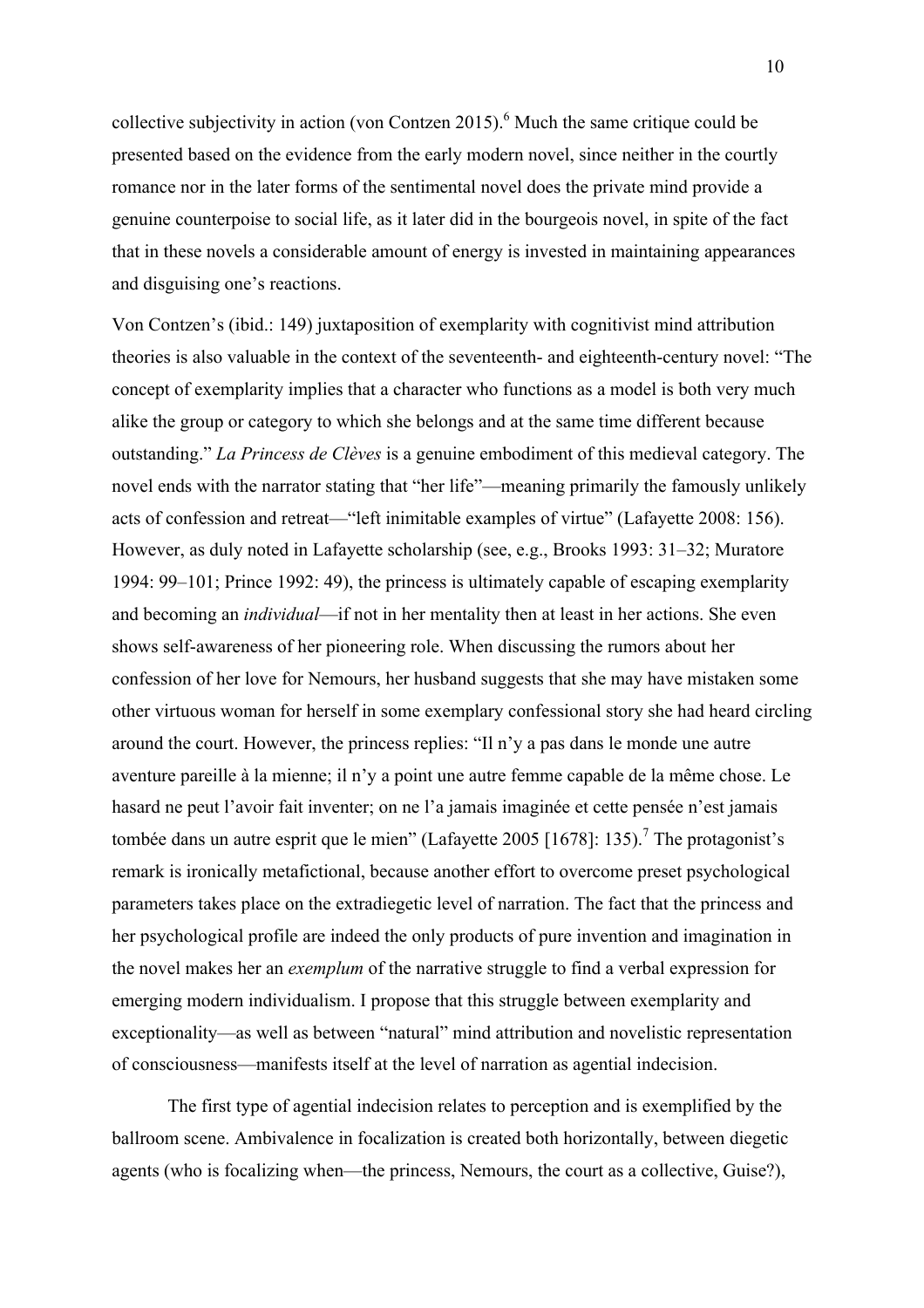collective subjectivity in action (von Contzen 2015).[6] Much the same critique could be presented based on the evidence from the early modern novel, since neither in the courtly romance nor in the later forms of the sentimental novel does the private mind provide a genuine counterpoise to social life, as it later did in the bourgeois novel, in spite of the fact that in these novels a considerable amount of energy is invested in maintaining appearances and disguising one's reactions.

Von Contzen's (ibid.: 149) juxtaposition of exemplarity with cognitivist mind attribution theories is also valuable in the context of the seventeenth- and eighteenth-century novel: "The concept of exemplarity implies that a character who functions as a model is both very much alike the group or category to which she belongs and at the same time different because outstanding." *La Princess de Clèves* is a genuine embodiment of this medieval category. The novel ends with the narrator stating that "her life"—meaning primarily the famously unlikely acts of confession and retreat—"left inimitable examples of virtue" (Lafayette 2008: 156). However, as duly noted in Lafayette scholarship (see, e.g., Brooks 1993: 31–32; Muratore 1994: 99–101; Prince 1992: 49), the princess is ultimately capable of escaping exemplarity and becoming an *individual*—if not in her mentality then at least in her actions. She even shows self-awareness of her pioneering role. When discussing the rumors about her confession of her love for Nemours, her husband suggests that she may have mistaken some other virtuous woman for herself in some exemplary confessional story she had heard circling around the court. However, the princess replies: "Il n'y a pas dans le monde une autre aventure pareille à la mienne; il n'y a point une autre femme capable de la même chose. Le hasard ne peut l'avoir fait inventer; on ne l'a jamais imaginée et cette pensée n'est jamais tombée dans un autre esprit que le mien" (Lafayette 2005 [1678]: 135).[7] The protagonist's remark is ironically metafictional, because another effort to overcome preset psychological parameters takes place on the extradiegetic level of narration. The fact that the princess and her psychological profile are indeed the only products of pure invention and imagination in the novel makes her an *exemplum* of the narrative struggle to find a verbal expression for emerging modern individualism. I propose that this struggle between exemplarity and exceptionality—as well as between "natural" mind attribution and novelistic representation of consciousness—manifests itself at the level of narration as agential indecision.

The first type of agential indecision relates to perception and is exemplified by the ballroom scene. Ambivalence in focalization is created both horizontally, between diegetic agents (who is focalizing when—the princess, Nemours, the court as a collective, Guise?),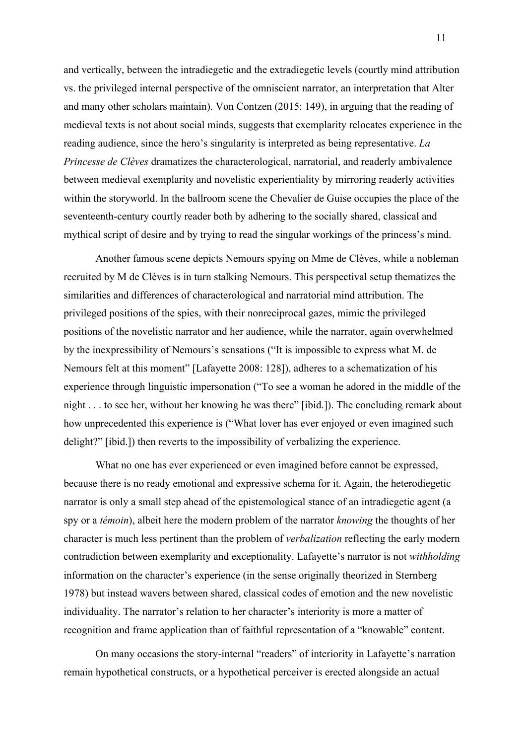and vertically, between the intradiegetic and the extradiegetic levels (courtly mind attribution vs. the privileged internal perspective of the omniscient narrator, an interpretation that Alter and many other scholars maintain). Von Contzen (2015: 149), in arguing that the reading of medieval texts is not about social minds, suggests that exemplarity relocates experience in the reading audience, since the hero's singularity is interpreted as being representative. *La Princesse de Clèves* dramatizes the characterological, narratorial, and readerly ambivalence between medieval exemplarity and novelistic experientiality by mirroring readerly activities within the storyworld. In the ballroom scene the Chevalier de Guise occupies the place of the seventeenth-century courtly reader both by adhering to the socially shared, classical and mythical script of desire and by trying to read the singular workings of the princess's mind.

Another famous scene depicts Nemours spying on Mme de Clèves, while a nobleman recruited by M de Clèves is in turn stalking Nemours. This perspectival setup thematizes the similarities and differences of characterological and narratorial mind attribution. The privileged positions of the spies, with their nonreciprocal gazes, mimic the privileged positions of the novelistic narrator and her audience, while the narrator, again overwhelmed by the inexpressibility of Nemours's sensations ("It is impossible to express what M. de Nemours felt at this moment" [Lafayette 2008: 128]), adheres to a schematization of his experience through linguistic impersonation ("To see a woman he adored in the middle of the night . . . to see her, without her knowing he was there" [ibid.]). The concluding remark about how unprecedented this experience is ("What lover has ever enjoyed or even imagined such delight?" [ibid.]) then reverts to the impossibility of verbalizing the experience.

What no one has ever experienced or even imagined before cannot be expressed, because there is no ready emotional and expressive schema for it. Again, the heterodiegetic narrator is only a small step ahead of the epistemological stance of an intradiegetic agent (a spy or a *témoin*), albeit here the modern problem of the narrator *knowing* the thoughts of her character is much less pertinent than the problem of *verbalization* reflecting the early modern contradiction between exemplarity and exceptionality. Lafayette's narrator is not *withholding* information on the character's experience (in the sense originally theorized in Sternberg 1978) but instead wavers between shared, classical codes of emotion and the new novelistic individuality. The narrator's relation to her character's interiority is more a matter of recognition and frame application than of faithful representation of a "knowable" content.

On many occasions the story-internal "readers" of interiority in Lafayette's narration remain hypothetical constructs, or a hypothetical perceiver is erected alongside an actual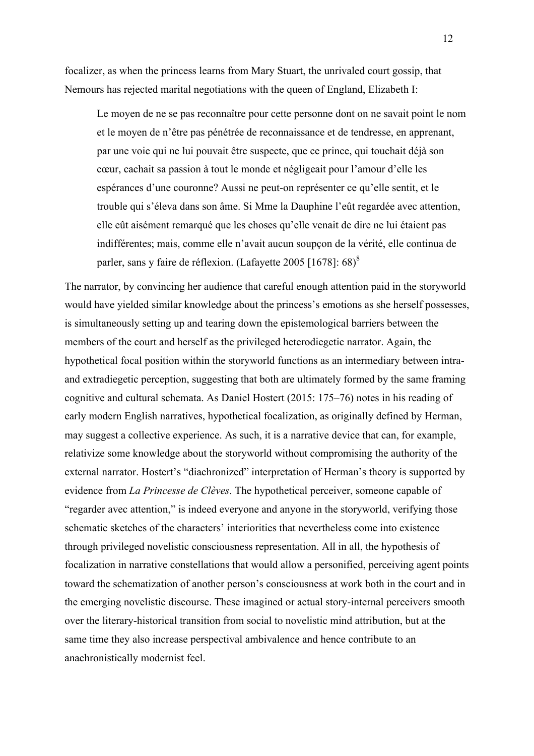focalizer, as when the princess learns from Mary Stuart, the unrivaled court gossip, that Nemours has rejected marital negotiations with the queen of England, Elizabeth I:

> Le moyen de ne se pas reconnaître pour cette personne dont on ne savait point le nom et le moyen de n'être pas pénétrée de reconnaissance et de tendresse, en apprenant, par une voie qui ne lui pouvait être suspecte, que ce prince, qui touchait déjà son cœur, cachait sa passion à tout le monde et négligeait pour l'amour d'elle les espérances d'une couronne? Aussi ne peut-on représenter ce qu'elle sentit, et le trouble qui s'éleva dans son âme. Si Mme la Dauphine l'eût regardée avec attention, elle eût aisément remarqué que les choses qu'elle venait de dire ne lui étaient pas indifférentes; mais, comme elle n'avait aucun soupçon de la vérité, elle continua de parler, sans y faire de réflexion. (Lafayette 2005 [1678]: 68)[8]

The narrator, by convincing her audience that careful enough attention paid in the storyworld would have yielded similar knowledge about the princess's emotions as she herself possesses, is simultaneously setting up and tearing down the epistemological barriers between the members of the court and herself as the privileged heterodiegetic narrator. Again, the hypothetical focal position within the storyworld functions as an intermediary between intra- and extradiegetic perception, suggesting that both are ultimately formed by the same framing cognitive and cultural schemata. As Daniel Hostert (2015: 175–76) notes in his reading of early modern English narratives, hypothetical focalization, as originally defined by Herman, may suggest a collective experience. As such, it is a narrative device that can, for example, relativize some knowledge about the storyworld without compromising the authority of the external narrator. Hostert's "diachronized" interpretation of Herman's theory is supported by evidence from *La Princesse de Clèves*. The hypothetical perceiver, someone capable of "regarder avec attention," is indeed everyone and anyone in the storyworld, verifying those schematic sketches of the characters' interiorities that nevertheless come into existence through privileged novelistic consciousness representation. All in all, the hypothesis of focalization in narrative constellations that would allow a personified, perceiving agent points toward the schematization of another person's consciousness at work both in the court and in the emerging novelistic discourse. These imagined or actual story-internal perceivers smooth over the literary-historical transition from social to novelistic mind attribution, but at the same time they also increase perspectival ambivalence and hence contribute to an anachronistically modernist feel.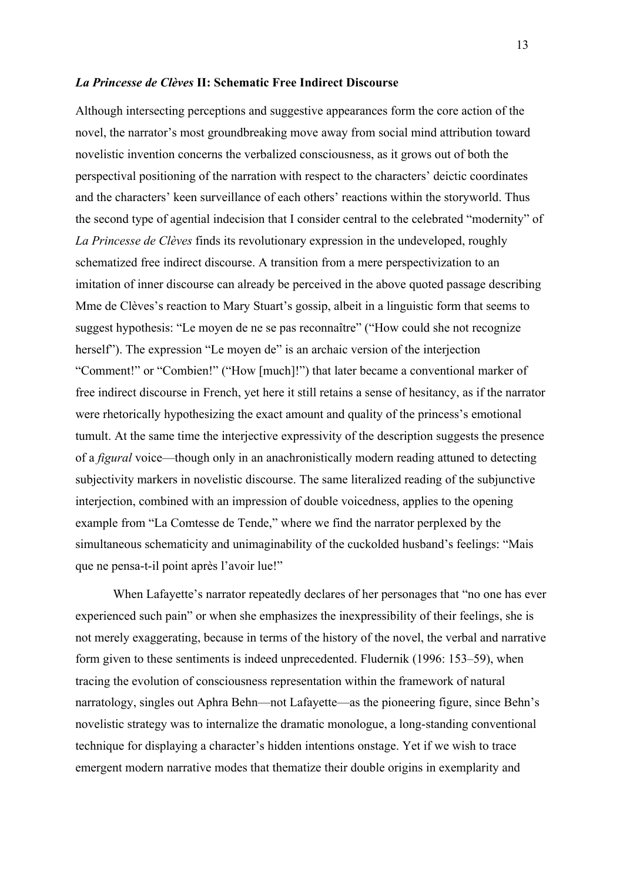### *La Princesse de Clèves* II: Schematic Free Indirect Discourse

Although intersecting perceptions and suggestive appearances form the core action of the novel, the narrator's most groundbreaking move away from social mind attribution toward novelistic invention concerns the verbalized consciousness, as it grows out of both the perspectival positioning of the narration with respect to the characters' deictic coordinates and the characters' keen surveillance of each others' reactions within the storyworld. Thus the second type of agential indecision that I consider central to the celebrated "modernity" of *La Princesse de Clèves* finds its revolutionary expression in the undeveloped, roughly schematized free indirect discourse. A transition from a mere perspectivization to an imitation of inner discourse can already be perceived in the above quoted passage describing Mme de Clèves's reaction to Mary Stuart's gossip, albeit in a linguistic form that seems to suggest hypothesis: "Le moyen de ne se pas reconnaître" ("How could she not recognize herself"). The expression "Le moyen de" is an archaic version of the interjection "Comment!" or "Combien!" ("How [much]!") that later became a conventional marker of free indirect discourse in French, yet here it still retains a sense of hesitancy, as if the narrator were rhetorically hypothesizing the exact amount and quality of the princess's emotional tumult. At the same time the interjective expressivity of the description suggests the presence of a *figural* voice—though only in an anachronistically modern reading attuned to detecting subjectivity markers in novelistic discourse. The same literalized reading of the subjunctive interjection, combined with an impression of double voicedness, applies to the opening example from "La Comtesse de Tende," where we find the narrator perplexed by the simultaneous schematicity and unimaginability of the cuckolded husband's feelings: "Mais que ne pensa-t-il point après l'avoir lue!"

When Lafayette's narrator repeatedly declares of her personages that "no one has ever experienced such pain" or when she emphasizes the inexpressibility of their feelings, she is not merely exaggerating, because in terms of the history of the novel, the verbal and narrative form given to these sentiments is indeed unprecedented. Fludernik (1996: 153–59), when tracing the evolution of consciousness representation within the framework of natural narratology, singles out Aphra Behn—not Lafayette—as the pioneering figure, since Behn's novelistic strategy was to internalize the dramatic monologue, a long-standing conventional technique for displaying a character's hidden intentions onstage. Yet if we wish to trace emergent modern narrative modes that thematize their double origins in exemplarity and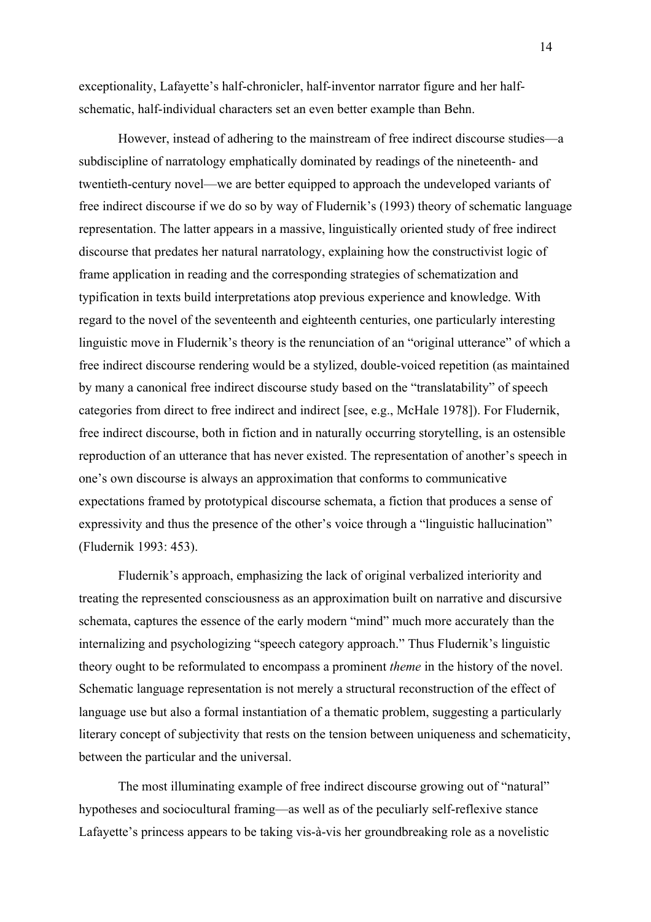exceptionality, Lafayette's half-chronicler, half-inventor narrator figure and her half-schematic, half-individual characters set an even better example than Behn.

However, instead of adhering to the mainstream of free indirect discourse studies—a subdiscipline of narratology emphatically dominated by readings of the nineteenth- and twentieth-century novel—we are better equipped to approach the undeveloped variants of free indirect discourse if we do so by way of Fludernik's (1993) theory of schematic language representation. The latter appears in a massive, linguistically oriented study of free indirect discourse that predates her natural narratology, explaining how the constructivist logic of frame application in reading and the corresponding strategies of schematization and typification in texts build interpretations atop previous experience and knowledge. With regard to the novel of the seventeenth and eighteenth centuries, one particularly interesting linguistic move in Fludernik's theory is the renunciation of an "original utterance" of which a free indirect discourse rendering would be a stylized, double-voiced repetition (as maintained by many a canonical free indirect discourse study based on the "translatability" of speech categories from direct to free indirect and indirect [see, e.g., McHale 1978]). For Fludernik, free indirect discourse, both in fiction and in naturally occurring storytelling, is an ostensible reproduction of an utterance that has never existed. The representation of another's speech in one's own discourse is always an approximation that conforms to communicative expectations framed by prototypical discourse schemata, a fiction that produces a sense of expressivity and thus the presence of the other's voice through a "linguistic hallucination" (Fludernik 1993: 453).

Fludernik's approach, emphasizing the lack of original verbalized interiority and treating the represented consciousness as an approximation built on narrative and discursive schemata, captures the essence of the early modern "mind" much more accurately than the internalizing and psychologizing "speech category approach." Thus Fludernik's linguistic theory ought to be reformulated to encompass a prominent *theme* in the history of the novel. Schematic language representation is not merely a structural reconstruction of the effect of language use but also a formal instantiation of a thematic problem, suggesting a particularly literary concept of subjectivity that rests on the tension between uniqueness and schematicity, between the particular and the universal.

The most illuminating example of free indirect discourse growing out of "natural" hypotheses and sociocultural framing—as well as of the peculiarly self-reflexive stance Lafayette's princess appears to be taking vis-à-vis her groundbreaking role as a novelistic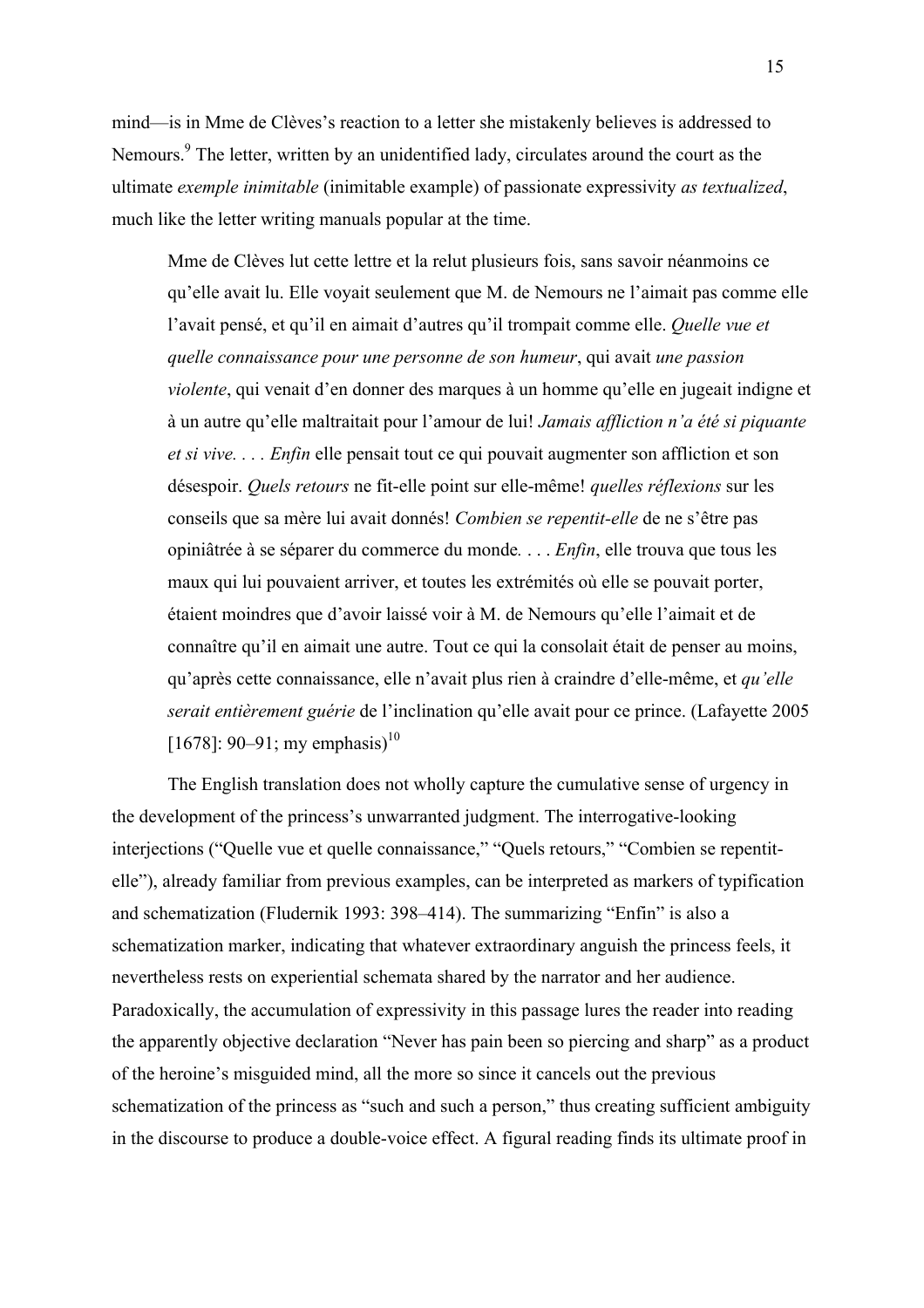mind—is in Mme de Clèves's reaction to a letter she mistakenly believes is addressed to Nemours.[9] The letter, written by an unidentified lady, circulates around the court as the ultimate *exemple inimitable* (inimitable example) of passionate expressivity *as textualized*, much like the letter writing manuals popular at the time.

> Mme de Clèves lut cette lettre et la relut plusieurs fois, sans savoir néanmoins ce qu'elle avait lu. Elle voyait seulement que M. de Nemours ne l'aimait pas comme elle l'avait pensé, et qu'il en aimait d'autres qu'il trompait comme elle. *Quelle vue et quelle connaissance pour une personne de son humeur*, qui avait *une passion violente*, qui venait d'en donner des marques à un homme qu'elle en jugeait indigne et à un autre qu'elle maltraitait pour l'amour de lui! *Jamais affliction n'a été si piquante et si vive. . . . Enfin* elle pensait tout ce qui pouvait augmenter son affliction et son désespoir. *Quels retours* ne fit-elle point sur elle-même! *quelles réflexions* sur les conseils que sa mère lui avait donnés! *Combien se repentit-elle* de ne s'être pas opiniâtrée à se séparer du commerce du monde. . . . *Enfin*, elle trouva que tous les maux qui lui pouvaient arriver, et toutes les extrémités où elle se pouvait porter, étaient moindres que d'avoir laissé voir à M. de Nemours qu'elle l'aimait et de connaître qu'il en aimait une autre. Tout ce qui la consolait était de penser au moins, qu'après cette connaissance, elle n'avait plus rien à craindre d'elle-même, et *qu'elle serait entièrement guérie* de l'inclination qu'elle avait pour ce prince. (Lafayette 2005 [1678]: 90–91; my emphasis)[10]

The English translation does not wholly capture the cumulative sense of urgency in the development of the princess's unwarranted judgment. The interrogative-looking interjections ("Quelle vue et quelle connaissance," "Quels retours," "Combien se repentit-elle"), already familiar from previous examples, can be interpreted as markers of typification and schematization (Fludernik 1993: 398–414). The summarizing "Enfin" is also a schematization marker, indicating that whatever extraordinary anguish the princess feels, it nevertheless rests on experiential schemata shared by the narrator and her audience. Paradoxically, the accumulation of expressivity in this passage lures the reader into reading the apparently objective declaration "Never has pain been so piercing and sharp" as a product of the heroine's misguided mind, all the more so since it cancels out the previous schematization of the princess as "such and such a person," thus creating sufficient ambiguity in the discourse to produce a double-voice effect. A figural reading finds its ultimate proof in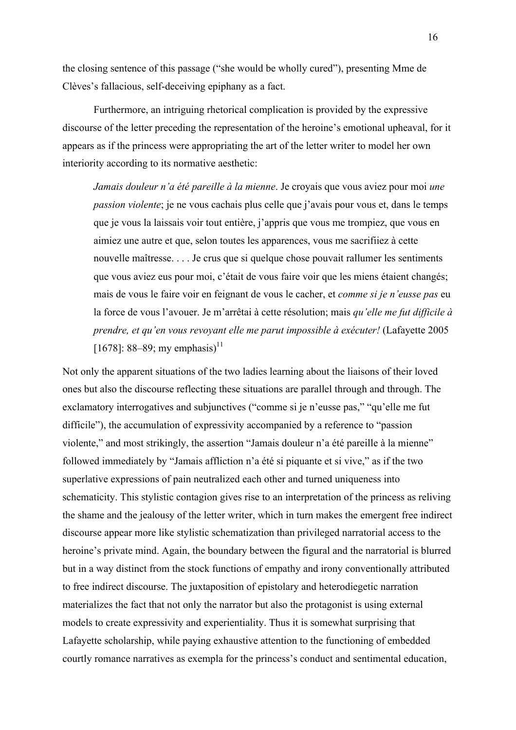the closing sentence of this passage ("she would be wholly cured"), presenting Mme de Clèves's fallacious, self-deceiving epiphany as a fact.

Furthermore, an intriguing rhetorical complication is provided by the expressive discourse of the letter preceding the representation of the heroine's emotional upheaval, for it appears as if the princess were appropriating the art of the letter writer to model her own interiority according to its normative aesthetic:

> *Jamais douleur n'a été pareille à la mienne*. Je croyais que vous aviez pour moi *une passion violente*; je ne vous cachais plus celle que j'avais pour vous et, dans le temps que je vous la laissais voir tout entière, j'appris que vous me trompiez, que vous en aimiez une autre et que, selon toutes les apparences, vous me sacrifiiez à cette nouvelle maîtresse. . . . Je crus que si quelque chose pouvait rallumer les sentiments que vous aviez eus pour moi, c'était de vous faire voir que les miens étaient changés; mais de vous le faire voir en feignant de vous le cacher, et *comme si je n'eusse pas* eu la force de vous l'avouer. Je m'arrêtai à cette résolution; mais *qu'elle me fut difficile à prendre, et qu'en vous revoyant elle me parut impossible à exécuter!* (Lafayette 2005 [1678]: 88–89; my emphasis)[11]

Not only the apparent situations of the two ladies learning about the liaisons of their loved ones but also the discourse reflecting these situations are parallel through and through. The exclamatory interrogatives and subjunctives ("comme si je n'eusse pas," "qu'elle me fut difficile"), the accumulation of expressivity accompanied by a reference to "passion violente," and most strikingly, the assertion "Jamais douleur n'a été pareille à la mienne" followed immediately by "Jamais affliction n'a été si piquante et si vive," as if the two superlative expressions of pain neutralized each other and turned uniqueness into schematicity. This stylistic contagion gives rise to an interpretation of the princess as reliving the shame and the jealousy of the letter writer, which in turn makes the emergent free indirect discourse appear more like stylistic schematization than privileged narratorial access to the heroine's private mind. Again, the boundary between the figural and the narratorial is blurred but in a way distinct from the stock functions of empathy and irony conventionally attributed to free indirect discourse. The juxtaposition of epistolary and heterodiegetic narration materializes the fact that not only the narrator but also the protagonist is using external models to create expressivity and experientiality. Thus it is somewhat surprising that Lafayette scholarship, while paying exhaustive attention to the functioning of embedded courtly romance narratives as exempla for the princess's conduct and sentimental education,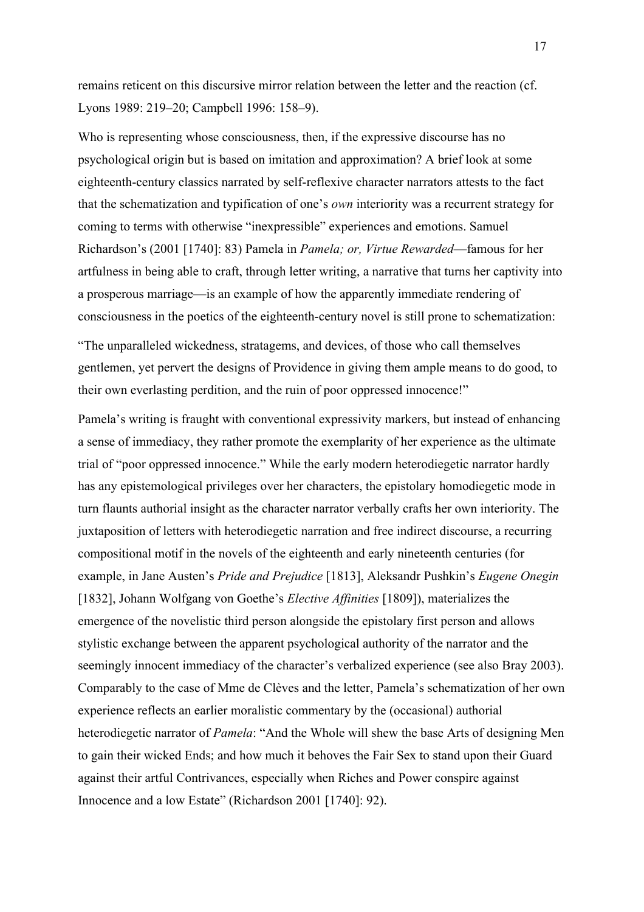remains reticent on this discursive mirror relation between the letter and the reaction (cf. Lyons 1989: 219–20; Campbell 1996: 158–9).

Who is representing whose consciousness, then, if the expressive discourse has no psychological origin but is based on imitation and approximation? A brief look at some eighteenth-century classics narrated by self-reflexive character narrators attests to the fact that the schematization and typification of one's *own* interiority was a recurrent strategy for coming to terms with otherwise "inexpressible" experiences and emotions. Samuel Richardson's (2001 [1740]: 83) Pamela in *Pamela; or, Virtue Rewarded*—famous for her artfulness in being able to craft, through letter writing, a narrative that turns her captivity into a prosperous marriage—is an example of how the apparently immediate rendering of consciousness in the poetics of the eighteenth-century novel is still prone to schematization:

"The unparalleled wickedness, stratagems, and devices, of those who call themselves gentlemen, yet pervert the designs of Providence in giving them ample means to do good, to their own everlasting perdition, and the ruin of poor oppressed innocence!"

Pamela's writing is fraught with conventional expressivity markers, but instead of enhancing a sense of immediacy, they rather promote the exemplarity of her experience as the ultimate trial of "poor oppressed innocence." While the early modern heterodiegetic narrator hardly has any epistemological privileges over her characters, the epistolary homodiegetic mode in turn flaunts authorial insight as the character narrator verbally crafts her own interiority. The juxtaposition of letters with heterodiegetic narration and free indirect discourse, a recurring compositional motif in the novels of the eighteenth and early nineteenth centuries (for example, in Jane Austen's *Pride and Prejudice* [1813], Aleksandr Pushkin's *Eugene Onegin* [1832], Johann Wolfgang von Goethe's *Elective Affinities* [1809]), materializes the emergence of the novelistic third person alongside the epistolary first person and allows stylistic exchange between the apparent psychological authority of the narrator and the seemingly innocent immediacy of the character's verbalized experience (see also Bray 2003). Comparably to the case of Mme de Clèves and the letter, Pamela's schematization of her own experience reflects an earlier moralistic commentary by the (occasional) authorial heterodiegetic narrator of *Pamela*: "And the Whole will shew the base Arts of designing Men to gain their wicked Ends; and how much it behoves the Fair Sex to stand upon their Guard against their artful Contrivances, especially when Riches and Power conspire against Innocence and a low Estate" (Richardson 2001 [1740]: 92).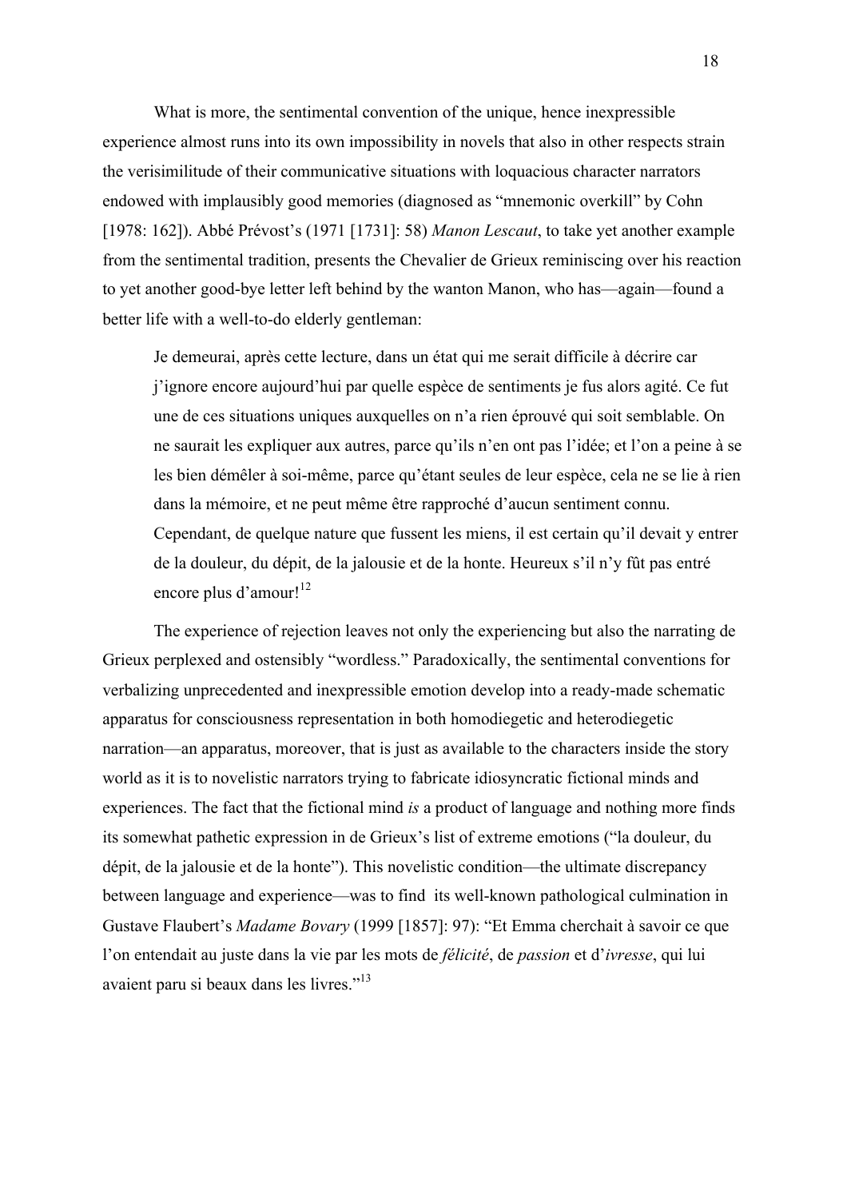What is more, the sentimental convention of the unique, hence inexpressible experience almost runs into its own impossibility in novels that also in other respects strain the verisimilitude of their communicative situations with loquacious character narrators endowed with implausibly good memories (diagnosed as "mnemonic overkill" by Cohn [1978: 162]). Abbé Prévost's (1971 [1731]: 58) *Manon Lescaut*, to take yet another example from the sentimental tradition, presents the Chevalier de Grieux reminiscing over his reaction to yet another good-bye letter left behind by the wanton Manon, who has—again—found a better life with a well-to-do elderly gentleman:

> Je demeurai, après cette lecture, dans un état qui me serait difficile à décrire car j'ignore encore aujourd'hui par quelle espèce de sentiments je fus alors agité. Ce fut une de ces situations uniques auxquelles on n'a rien éprouvé qui soit semblable. On ne saurait les expliquer aux autres, parce qu'ils n'en ont pas l'idée; et l'on a peine à se les bien démêler à soi-même, parce qu'étant seules de leur espèce, cela ne se lie à rien dans la mémoire, et ne peut même être rapproché d'aucun sentiment connu. Cependant, de quelque nature que fussent les miens, il est certain qu'il devait y entrer de la douleur, du dépit, de la jalousie et de la honte. Heureux s'il n'y fût pas entré encore plus d'amour![12]

The experience of rejection leaves not only the experiencing but also the narrating de Grieux perplexed and ostensibly "wordless." Paradoxically, the sentimental conventions for verbalizing unprecedented and inexpressible emotion develop into a ready-made schematic apparatus for consciousness representation in both homodiegetic and heterodiegetic narration—an apparatus, moreover, that is just as available to the characters inside the story world as it is to novelistic narrators trying to fabricate idiosyncratic fictional minds and experiences. The fact that the fictional mind *is* a product of language and nothing more finds its somewhat pathetic expression in de Grieux's list of extreme emotions ("la douleur, du dépit, de la jalousie et de la honte"). This novelistic condition—the ultimate discrepancy between language and experience—was to find its well-known pathological culmination in Gustave Flaubert's *Madame Bovary* (1999 [1857]: 97): "Et Emma cherchait à savoir ce que l'on entendait au juste dans la vie par les mots de *félicité*, de *passion* et d'*ivresse*, qui lui avaient paru si beaux dans les livres."[13]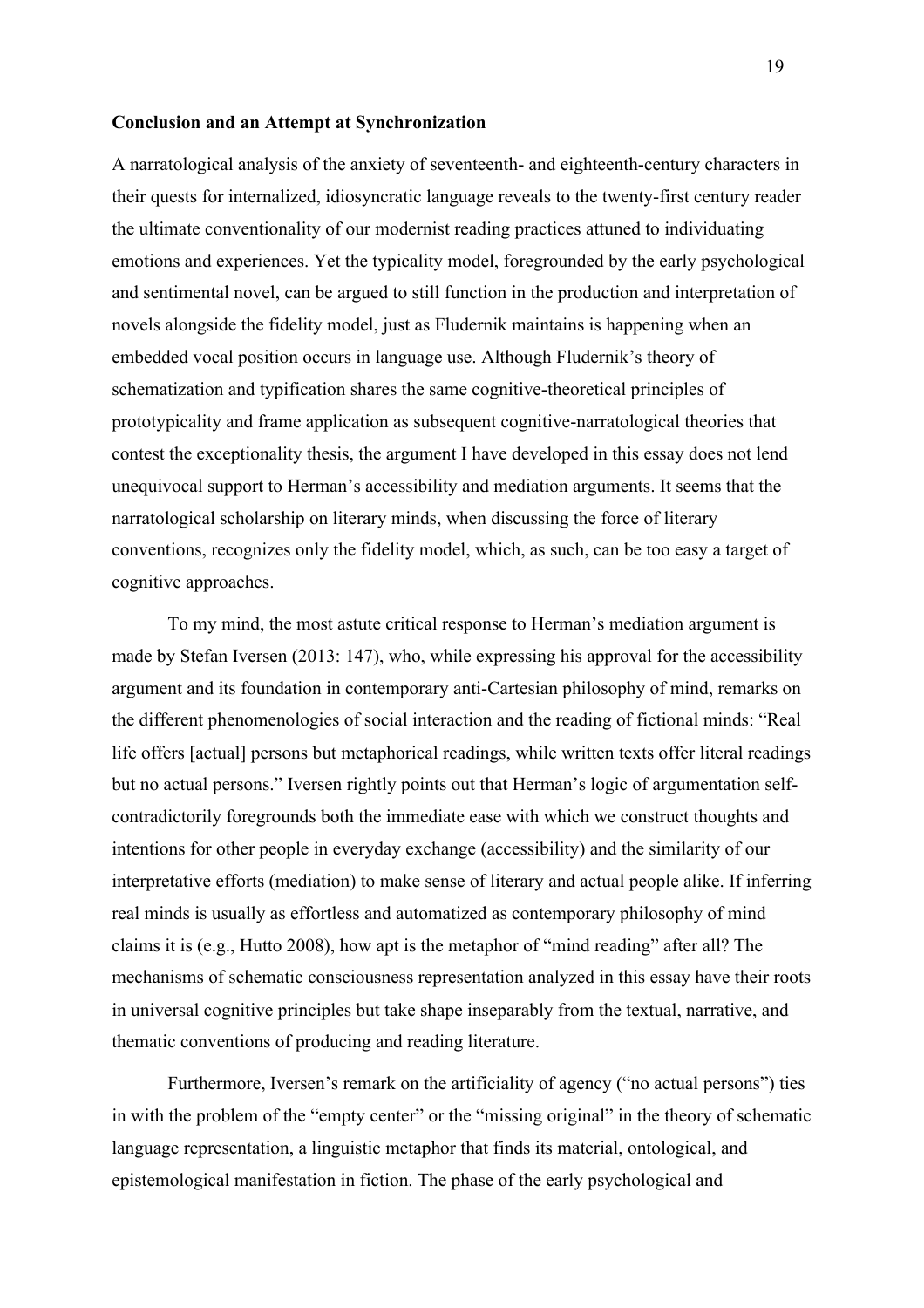**Conclusion and an Attempt at Synchronization**

A narratological analysis of the anxiety of seventeenth- and eighteenth-century characters in their quests for internalized, idiosyncratic language reveals to the twenty-first century reader the ultimate conventionality of our modernist reading practices attuned to individuating emotions and experiences. Yet the typicality model, foregrounded by the early psychological and sentimental novel, can be argued to still function in the production and interpretation of novels alongside the fidelity model, just as Fludernik maintains is happening when an embedded vocal position occurs in language use. Although Fludernik's theory of schematization and typification shares the same cognitive-theoretical principles of prototypicality and frame application as subsequent cognitive-narratological theories that contest the exceptionality thesis, the argument I have developed in this essay does not lend unequivocal support to Herman's accessibility and mediation arguments. It seems that the narratological scholarship on literary minds, when discussing the force of literary conventions, recognizes only the fidelity model, which, as such, can be too easy a target of cognitive approaches.

To my mind, the most astute critical response to Herman's mediation argument is made by Stefan Iversen (2013: 147), who, while expressing his approval for the accessibility argument and its foundation in contemporary anti-Cartesian philosophy of mind, remarks on the different phenomenologies of social interaction and the reading of fictional minds: "Real life offers [actual] persons but metaphorical readings, while written texts offer literal readings but no actual persons." Iversen rightly points out that Herman's logic of argumentation self-contradictorily foregrounds both the immediate ease with which we construct thoughts and intentions for other people in everyday exchange (accessibility) and the similarity of our interpretative efforts (mediation) to make sense of literary and actual people alike. If inferring real minds is usually as effortless and automatized as contemporary philosophy of mind claims it is (e.g., Hutto 2008), how apt is the metaphor of "mind reading" after all? The mechanisms of schematic consciousness representation analyzed in this essay have their roots in universal cognitive principles but take shape inseparably from the textual, narrative, and thematic conventions of producing and reading literature.

Furthermore, Iversen's remark on the artificiality of agency ("no actual persons") ties in with the problem of the "empty center" or the "missing original" in the theory of schematic language representation, a linguistic metaphor that finds its material, ontological, and epistemological manifestation in fiction. The phase of the early psychological and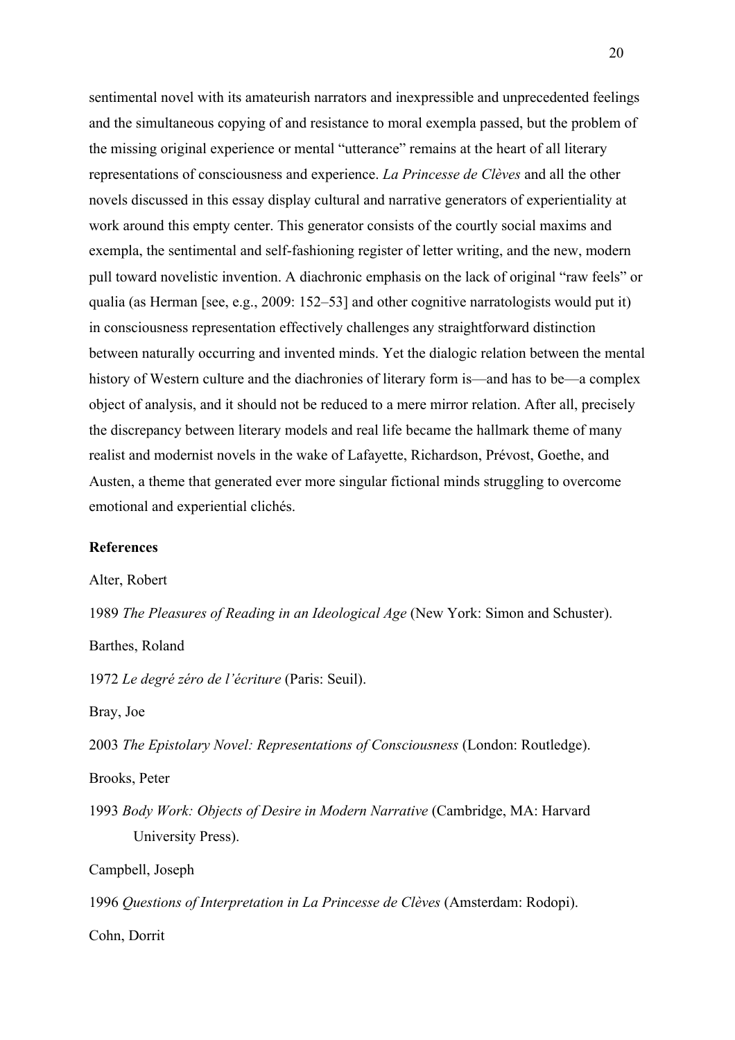sentimental novel with its amateurish narrators and inexpressible and unprecedented feelings and the simultaneous copying of and resistance to moral exempla passed, but the problem of the missing original experience or mental "utterance" remains at the heart of all literary representations of consciousness and experience. *La Princesse de Clèves* and all the other novels discussed in this essay display cultural and narrative generators of experientiality at work around this empty center. This generator consists of the courtly social maxims and exempla, the sentimental and self-fashioning register of letter writing, and the new, modern pull toward novelistic invention. A diachronic emphasis on the lack of original "raw feels" or qualia (as Herman [see, e.g., 2009: 152–53] and other cognitive narratologists would put it) in consciousness representation effectively challenges any straightforward distinction between naturally occurring and invented minds. Yet the dialogic relation between the mental history of Western culture and the diachronies of literary form is—and has to be—a complex object of analysis, and it should not be reduced to a mere mirror relation. After all, precisely the discrepancy between literary models and real life became the hallmark theme of many realist and modernist novels in the wake of Lafayette, Richardson, Prévost, Goethe, and Austen, a theme that generated ever more singular fictional minds struggling to overcome emotional and experiential clichés.

**References**

Alter, Robert

1989 *The Pleasures of Reading in an Ideological Age* (New York: Simon and Schuster).

Barthes, Roland

1972 *Le degré zéro de l'écriture* (Paris: Seuil).

Bray, Joe

2003 *The Epistolary Novel: Representations of Consciousness* (London: Routledge).

Brooks, Peter

1993 *Body Work: Objects of Desire in Modern Narrative* (Cambridge, MA: Harvard University Press).

Campbell, Joseph

1996 *Questions of Interpretation in La Princesse de Clèves* (Amsterdam: Rodopi).

Cohn, Dorrit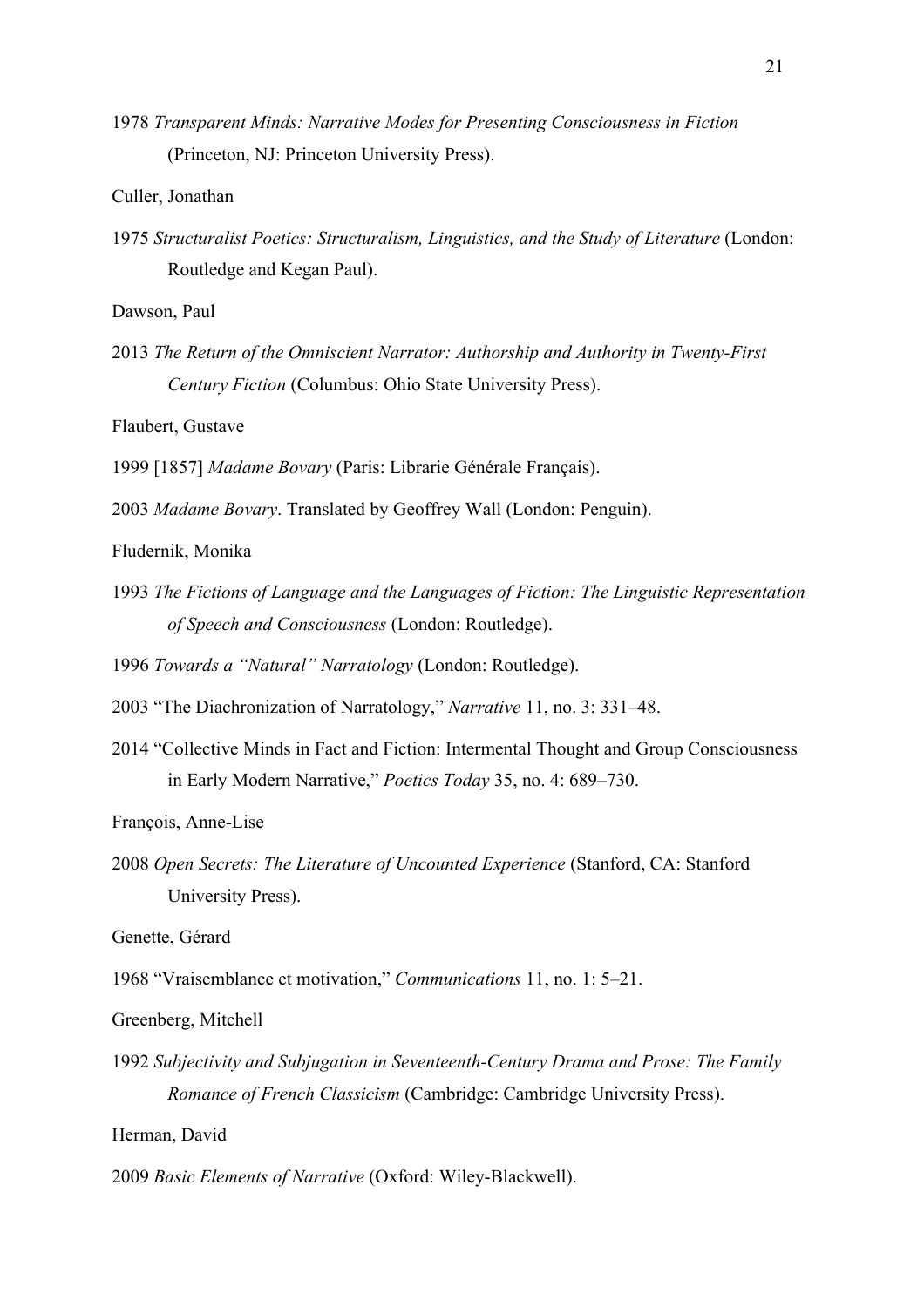1978 *Transparent Minds: Narrative Modes for Presenting Consciousness in Fiction* (Princeton, NJ: Princeton University Press).

Culler, Jonathan

1975 *Structuralist Poetics: Structuralism, Linguistics, and the Study of Literature* (London: Routledge and Kegan Paul).

Dawson, Paul

2013 *The Return of the Omniscient Narrator: Authorship and Authority in Twenty-First Century Fiction* (Columbus: Ohio State University Press).

Flaubert, Gustave

1999 [1857] *Madame Bovary* (Paris: Librarie Générale Français).

2003 *Madame Bovary*. Translated by Geoffrey Wall (London: Penguin).

Fludernik, Monika

1993 *The Fictions of Language and the Languages of Fiction: The Linguistic Representation of Speech and Consciousness* (London: Routledge).

1996 *Towards a "Natural" Narratology* (London: Routledge).

2003 "The Diachronization of Narratology," *Narrative* 11, no. 3: 331–48.

2014 "Collective Minds in Fact and Fiction: Intermental Thought and Group Consciousness in Early Modern Narrative," *Poetics Today* 35, no. 4: 689–730.

François, Anne-Lise

2008 *Open Secrets: The Literature of Uncounted Experience* (Stanford, CA: Stanford University Press).

Genette, Gérard

1968 "Vraisemblance et motivation," *Communications* 11, no. 1: 5–21.

Greenberg, Mitchell

1992 *Subjectivity and Subjugation in Seventeenth-Century Drama and Prose: The Family Romance of French Classicism* (Cambridge: Cambridge University Press).

Herman, David

2009 *Basic Elements of Narrative* (Oxford: Wiley-Blackwell).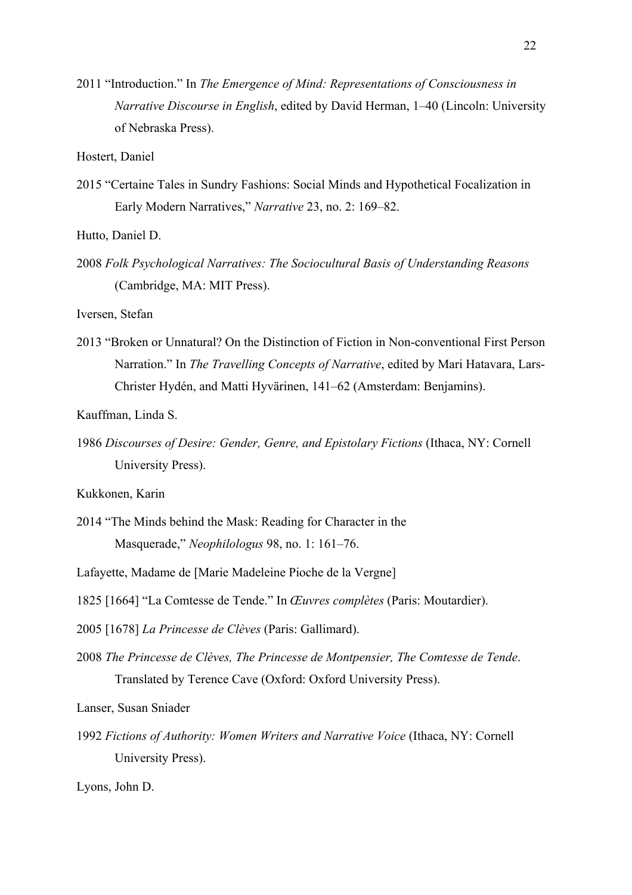2011 "Introduction." In *The Emergence of Mind: Representations of Consciousness in Narrative Discourse in English*, edited by David Herman, 1–40 (Lincoln: University of Nebraska Press).

Hostert, Daniel

2015 "Certaine Tales in Sundry Fashions: Social Minds and Hypothetical Focalization in Early Modern Narratives," *Narrative* 23, no. 2: 169–82.

Hutto, Daniel D.

2008 *Folk Psychological Narratives: The Sociocultural Basis of Understanding Reasons* (Cambridge, MA: MIT Press).

Iversen, Stefan

2013 "Broken or Unnatural? On the Distinction of Fiction in Non-conventional First Person Narration." In *The Travelling Concepts of Narrative*, edited by Mari Hatavara, Lars-Christer Hydén, and Matti Hyvärinen, 141–62 (Amsterdam: Benjamins).

Kauffman, Linda S.

1986 *Discourses of Desire: Gender, Genre, and Epistolary Fictions* (Ithaca, NY: Cornell University Press).

Kukkonen, Karin

2014 "The Minds behind the Mask: Reading for Character in the Masquerade," *Neophilologus* 98, no. 1: 161–76.

Lafayette, Madame de [Marie Madeleine Pioche de la Vergne]

1825 [1664] "La Comtesse de Tende." In *Œuvres complètes* (Paris: Moutardier).

2005 [1678] *La Princesse de Clèves* (Paris: Gallimard).

2008 *The Princesse de Clèves, The Princesse de Montpensier, The Comtesse de Tende*. Translated by Terence Cave (Oxford: Oxford University Press).

Lanser, Susan Sniader

1992 *Fictions of Authority: Women Writers and Narrative Voice* (Ithaca, NY: Cornell University Press).

Lyons, John D.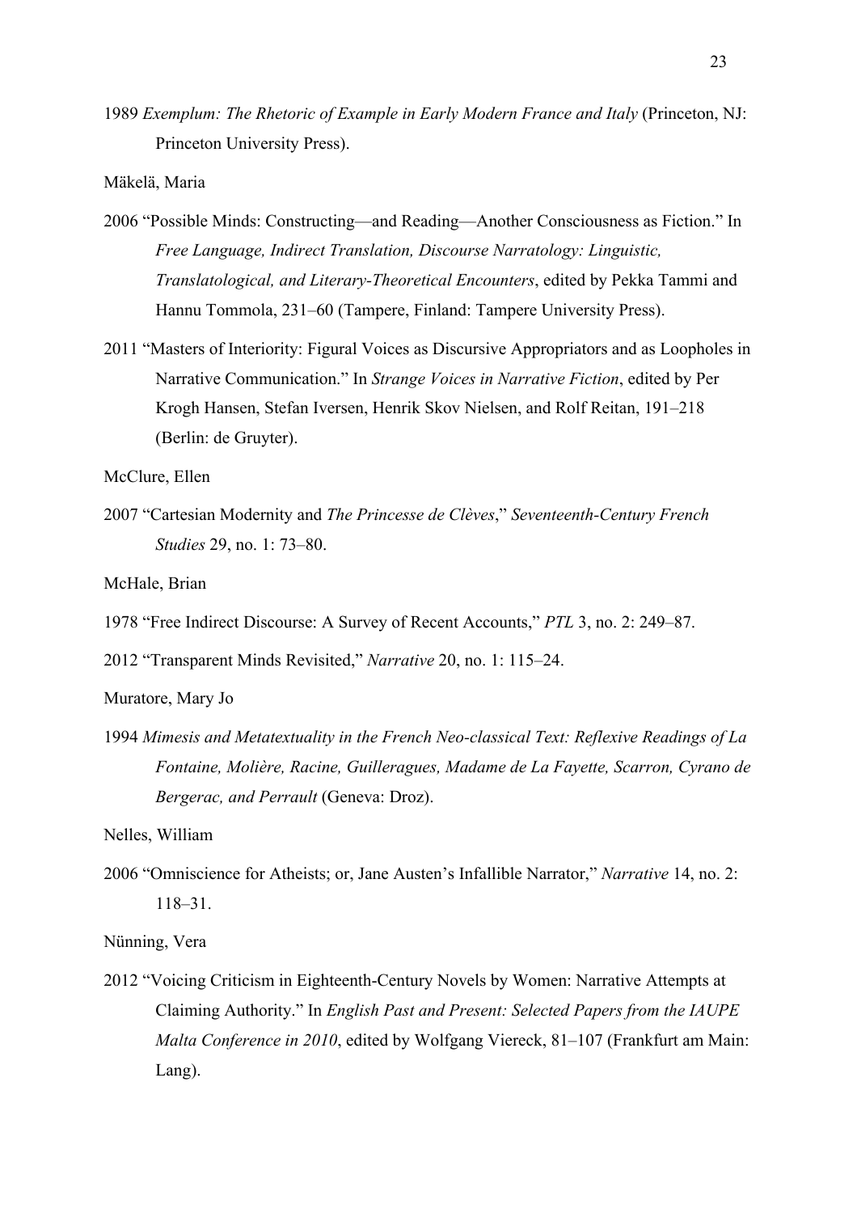1989 *Exemplum: The Rhetoric of Example in Early Modern France and Italy* (Princeton, NJ: Princeton University Press).

Mäkelä, Maria

2006 "Possible Minds: Constructing—and Reading—Another Consciousness as Fiction." In *Free Language, Indirect Translation, Discourse Narratology: Linguistic, Translatological, and Literary-Theoretical Encounters*, edited by Pekka Tammi and Hannu Tommola, 231–60 (Tampere, Finland: Tampere University Press).

2011 "Masters of Interiority: Figural Voices as Discursive Appropriators and as Loopholes in Narrative Communication." In *Strange Voices in Narrative Fiction*, edited by Per Krogh Hansen, Stefan Iversen, Henrik Skov Nielsen, and Rolf Reitan, 191–218 (Berlin: de Gruyter).

McClure, Ellen

2007 "Cartesian Modernity and *The Princesse de Clèves*," *Seventeenth-Century French Studies* 29, no. 1: 73–80.

McHale, Brian

1978 "Free Indirect Discourse: A Survey of Recent Accounts," *PTL* 3, no. 2: 249–87.

2012 "Transparent Minds Revisited," *Narrative* 20, no. 1: 115–24.

Muratore, Mary Jo

1994 *Mimesis and Metatextuality in the French Neo-classical Text: Reflexive Readings of La Fontaine, Molière, Racine, Guilleragues, Madame de La Fayette, Scarron, Cyrano de Bergerac, and Perrault* (Geneva: Droz).

Nelles, William

2006 "Omniscience for Atheists; or, Jane Austen's Infallible Narrator," *Narrative* 14, no. 2: 118–31.

Nünning, Vera

2012 "Voicing Criticism in Eighteenth-Century Novels by Women: Narrative Attempts at Claiming Authority." In *English Past and Present: Selected Papers from the IAUPE Malta Conference in 2010*, edited by Wolfgang Viereck, 81–107 (Frankfurt am Main: Lang).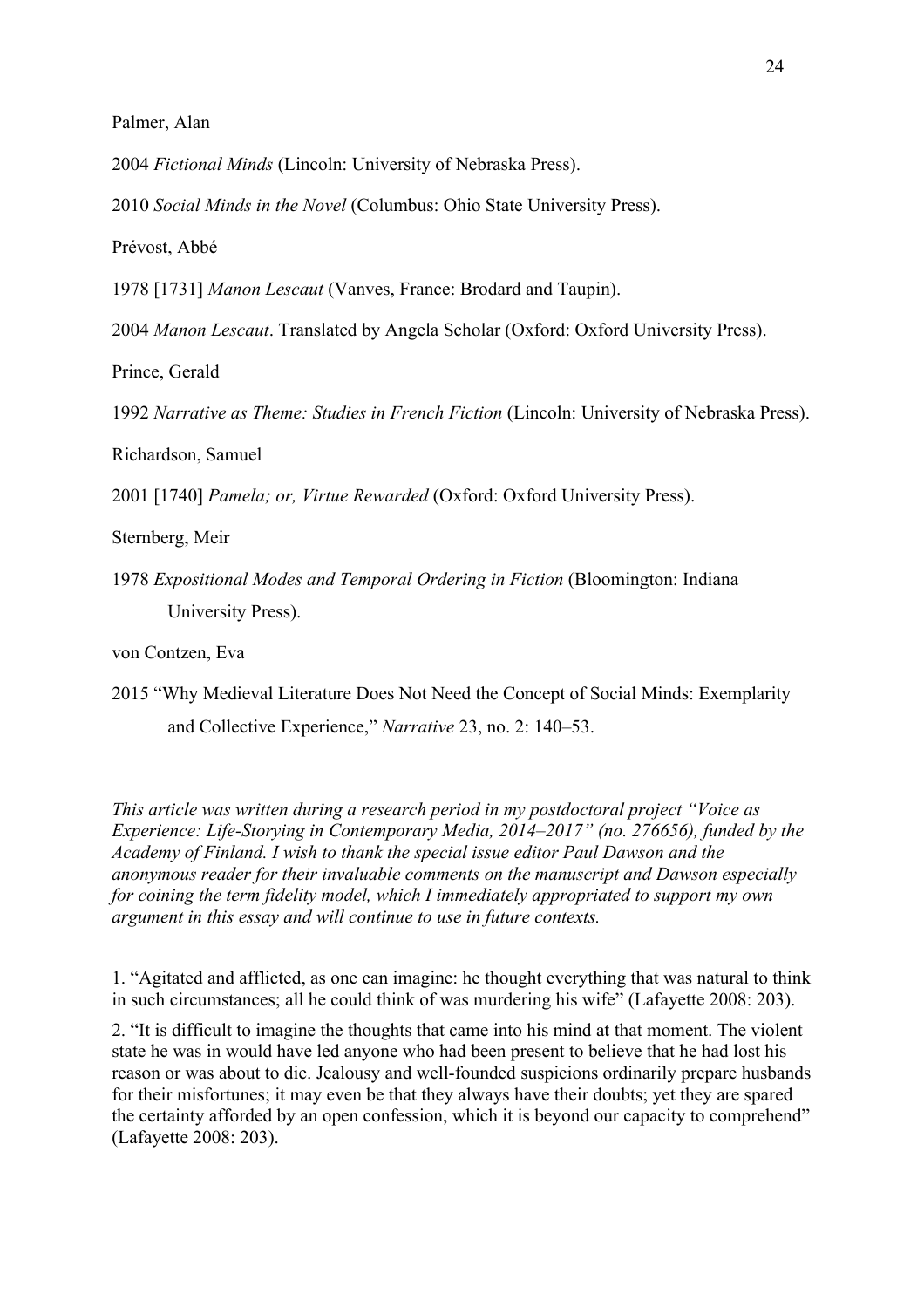Palmer, Alan

2004 *Fictional Minds* (Lincoln: University of Nebraska Press).

2010 *Social Minds in the Novel* (Columbus: Ohio State University Press).

Prévost, Abbé

1978 [1731] *Manon Lescaut* (Vanves, France: Brodard and Taupin).

2004 *Manon Lescaut*. Translated by Angela Scholar (Oxford: Oxford University Press).

Prince, Gerald

1992 *Narrative as Theme: Studies in French Fiction* (Lincoln: University of Nebraska Press).

Richardson, Samuel

2001 [1740] *Pamela; or, Virtue Rewarded* (Oxford: Oxford University Press).

Sternberg, Meir

1978 *Expositional Modes and Temporal Ordering in Fiction* (Bloomington: Indiana University Press).

von Contzen, Eva

2015 "Why Medieval Literature Does Not Need the Concept of Social Minds: Exemplarity and Collective Experience," *Narrative* 23, no. 2: 140–53.

*This article was written during a research period in my postdoctoral project "Voice as Experience: Life-Storying in Contemporary Media, 2014–2017" (no. 276656), funded by the Academy of Finland. I wish to thank the special issue editor Paul Dawson and the anonymous reader for their invaluable comments on the manuscript and Dawson especially for coining the term fidelity model, which I immediately appropriated to support my own argument in this essay and will continue to use in future contexts.*

1. "Agitated and afflicted, as one can imagine: he thought everything that was natural to think in such circumstances; all he could think of was murdering his wife" (Lafayette 2008: 203).

2. "It is difficult to imagine the thoughts that came into his mind at that moment. The violent state he was in would have led anyone who had been present to believe that he had lost his reason or was about to die. Jealousy and well-founded suspicions ordinarily prepare husbands for their misfortunes; it may even be that they always have their doubts; yet they are spared the certainty afforded by an open confession, which it is beyond our capacity to comprehend" (Lafayette 2008: 203).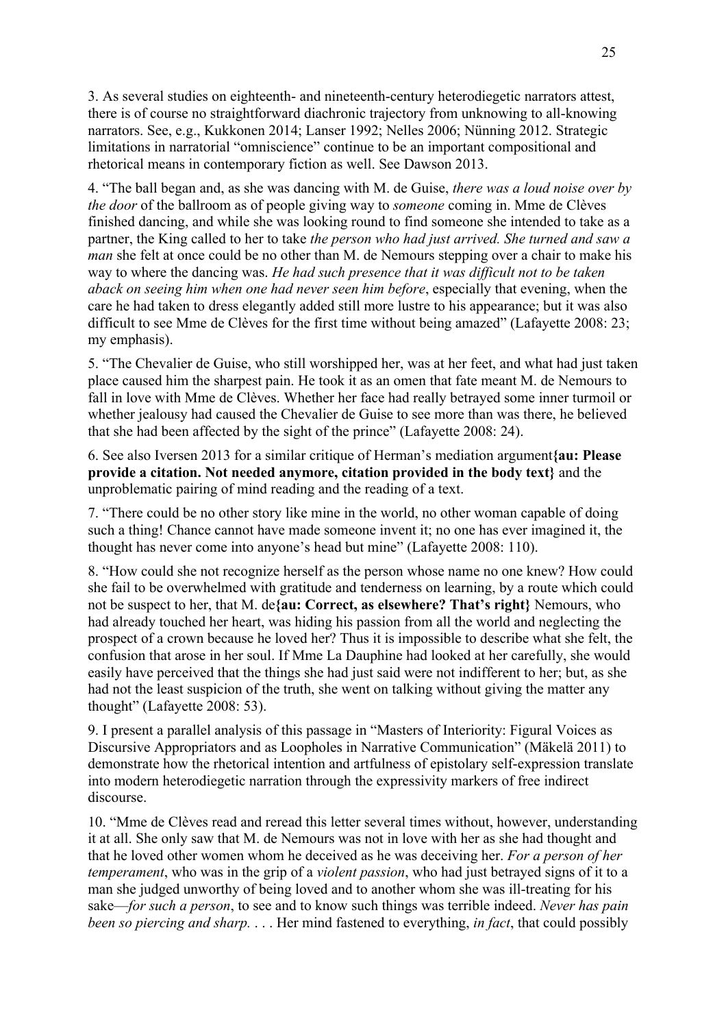3. As several studies on eighteenth- and nineteenth-century heterodiegetic narrators attest, there is of course no straightforward diachronic trajectory from unknowing to all-knowing narrators. See, e.g., Kukkonen 2014; Lanser 1992; Nelles 2006; Nünning 2012. Strategic limitations in narratorial "omniscience" continue to be an important compositional and rhetorical means in contemporary fiction as well. See Dawson 2013.

4. "The ball began and, as she was dancing with M. de Guise, *there was a loud noise over by the door* of the ballroom as of people giving way to *someone* coming in. Mme de Clèves finished dancing, and while she was looking round to find someone she intended to take as a partner, the King called to her to take *the person who had just arrived. She turned and saw a man* she felt at once could be no other than M. de Nemours stepping over a chair to make his way to where the dancing was. *He had such presence that it was difficult not to be taken aback on seeing him when one had never seen him before*, especially that evening, when the care he had taken to dress elegantly added still more lustre to his appearance; but it was also difficult to see Mme de Clèves for the first time without being amazed" (Lafayette 2008: 23; my emphasis).

5. "The Chevalier de Guise, who still worshipped her, was at her feet, and what had just taken place caused him the sharpest pain. He took it as an omen that fate meant M. de Nemours to fall in love with Mme de Clèves. Whether her face had really betrayed some inner turmoil or whether jealousy had caused the Chevalier de Guise to see more than was there, he believed that she had been affected by the sight of the prince" (Lafayette 2008: 24).

6. See also Iversen 2013 for a similar critique of Herman's mediation argument**{au: Please provide a citation. Not needed anymore, citation provided in the body text}** and the unproblematic pairing of mind reading and the reading of a text.

7. "There could be no other story like mine in the world, no other woman capable of doing such a thing! Chance cannot have made someone invent it; no one has ever imagined it, the thought has never come into anyone's head but mine" (Lafayette 2008: 110).

8. "How could she not recognize herself as the person whose name no one knew? How could she fail to be overwhelmed with gratitude and tenderness on learning, by a route which could not be suspect to her, that M. de**{au: Correct, as elsewhere? That's right}** Nemours, who had already touched her heart, was hiding his passion from all the world and neglecting the prospect of a crown because he loved her? Thus it is impossible to describe what she felt, the confusion that arose in her soul. If Mme La Dauphine had looked at her carefully, she would easily have perceived that the things she had just said were not indifferent to her; but, as she had not the least suspicion of the truth, she went on talking without giving the matter any thought" (Lafayette 2008: 53).

9. I present a parallel analysis of this passage in "Masters of Interiority: Figural Voices as Discursive Appropriators and as Loopholes in Narrative Communication" (Mäkelä 2011) to demonstrate how the rhetorical intention and artfulness of epistolary self-expression translate into modern heterodiegetic narration through the expressivity markers of free indirect discourse.

10. "Mme de Clèves read and reread this letter several times without, however, understanding it at all. She only saw that M. de Nemours was not in love with her as she had thought and that he loved other women whom he deceived as he was deceiving her. *For a person of her temperament*, who was in the grip of a *violent passion*, who had just betrayed signs of it to a man she judged unworthy of being loved and to another whom she was ill-treating for his sake—*for such a person*, to see and to know such things was terrible indeed. *Never has pain been so piercing and sharp*. . . . Her mind fastened to everything, *in fact*, that could possibly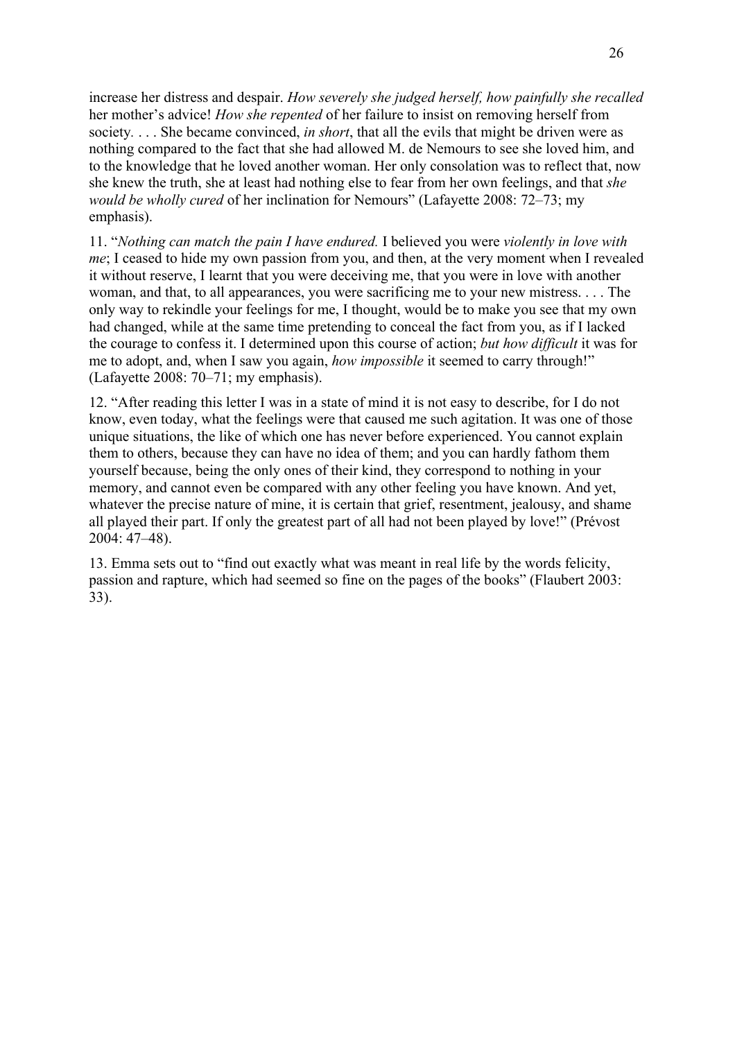increase her distress and despair. *How severely she judged herself, how painfully she recalled* her mother's advice! *How she repented* of her failure to insist on removing herself from society. . . . She became convinced, *in short*, that all the evils that might be driven were as nothing compared to the fact that she had allowed M. de Nemours to see she loved him, and to the knowledge that he loved another woman. Her only consolation was to reflect that, now she knew the truth, she at least had nothing else to fear from her own feelings, and that *she would be wholly cured* of her inclination for Nemours" (Lafayette 2008: 72–73; my emphasis).

11. "*Nothing can match the pain I have endured.* I believed you were *violently in love with me*; I ceased to hide my own passion from you, and then, at the very moment when I revealed it without reserve, I learnt that you were deceiving me, that you were in love with another woman, and that, to all appearances, you were sacrificing me to your new mistress. . . . The only way to rekindle your feelings for me, I thought, would be to make you see that my own had changed, while at the same time pretending to conceal the fact from you, as if I lacked the courage to confess it. I determined upon this course of action; *but how difficult* it was for me to adopt, and, when I saw you again, *how impossible* it seemed to carry through!" (Lafayette 2008: 70–71; my emphasis).

12. "After reading this letter I was in a state of mind it is not easy to describe, for I do not know, even today, what the feelings were that caused me such agitation. It was one of those unique situations, the like of which one has never before experienced. You cannot explain them to others, because they can have no idea of them; and you can hardly fathom them yourself because, being the only ones of their kind, they correspond to nothing in your memory, and cannot even be compared with any other feeling you have known. And yet, whatever the precise nature of mine, it is certain that grief, resentment, jealousy, and shame all played their part. If only the greatest part of all had not been played by love!" (Prévost 2004: 47–48).

13. Emma sets out to "find out exactly what was meant in real life by the words felicity, passion and rapture, which had seemed so fine on the pages of the books" (Flaubert 2003: 33).